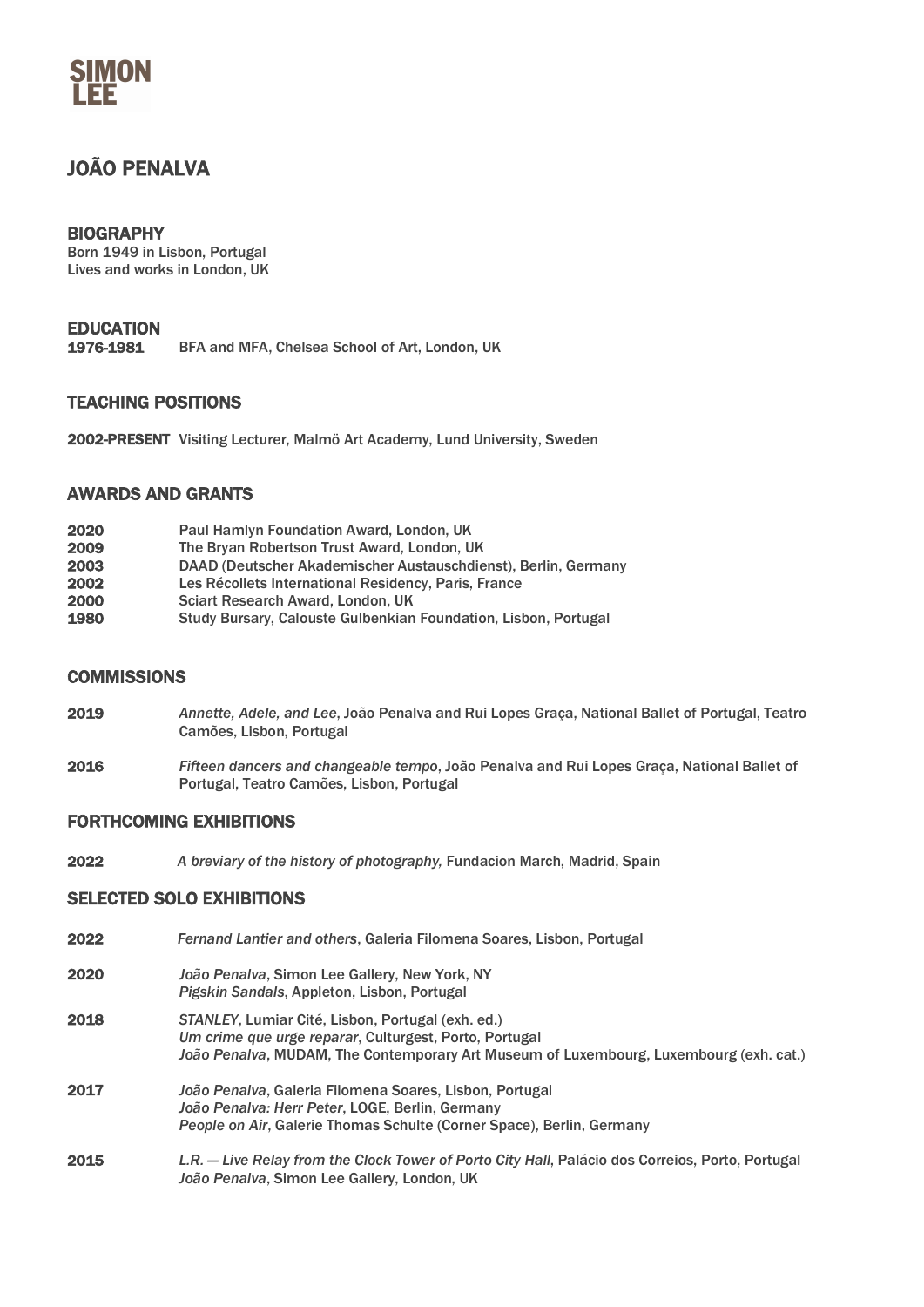SIMON LEE

# JOÃO PENALVA

## BIOGRAPHY

Born 1949 in Lisbon, Portugal
Lives and works in London, UK

## EDUCATION

**1976-1981** BFA and MFA, Chelsea School of Art, London, UK

## TEACHING POSITIONS

**2002-PRESENT** Visiting Lecturer, Malmö Art Academy, Lund University, Sweden

## AWARDS AND GRANTS

**2020** Paul Hamlyn Foundation Award, London, UK
**2009** The Bryan Robertson Trust Award, London, UK
**2003** DAAD (Deutscher Akademischer Austauschdienst), Berlin, Germany
**2002** Les Récollets International Residency, Paris, France
**2000** Sciart Research Award, London, UK
**1980** Study Bursary, Calouste Gulbenkian Foundation, Lisbon, Portugal

## COMMISSIONS

**2019** *Annette, Adele, and Lee*, João Penalva and Rui Lopes Graça, National Ballet of Portugal, Teatro Camões, Lisbon, Portugal

**2016** *Fifteen dancers and changeable tempo*, João Penalva and Rui Lopes Graça, National Ballet of Portugal, Teatro Camões, Lisbon, Portugal

## FORTHCOMING EXHIBITIONS

**2022** *A breviary of the history of photography,* Fundacion March, Madrid, Spain

## SELECTED SOLO EXHIBITIONS

**2022** *Fernand Lantier and others*, Galeria Filomena Soares, Lisbon, Portugal

**2020** *João Penalva*, Simon Lee Gallery, New York, NY
*Pigskin Sandals*, Appleton, Lisbon, Portugal

**2018** *STANLEY*, Lumiar Cité, Lisbon, Portugal (exh. ed.)
*Um crime que urge reparar*, Culturgest, Porto, Portugal
*João Penalva*, MUDAM, The Contemporary Art Museum of Luxembourg, Luxembourg (exh. cat.)

**2017** *João Penalva*, Galeria Filomena Soares, Lisbon, Portugal
*João Penalva: Herr Peter*, LOGE, Berlin, Germany
*People on Air*, Galerie Thomas Schulte (Corner Space), Berlin, Germany

**2015** *L.R. — Live Relay from the Clock Tower of Porto City Hall*, Palácio dos Correios, Porto, Portugal
*João Penalva*, Simon Lee Gallery, London, UK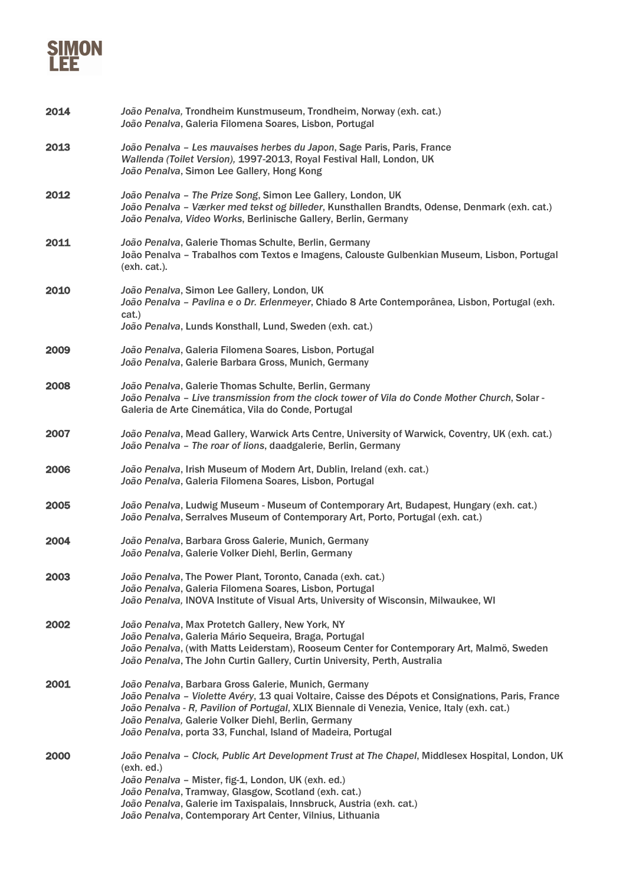**2014**

*João Penalva,* Trondheim Kunstmuseum, Trondheim, Norway (exh. cat.)
*João Penalva*, Galeria Filomena Soares, Lisbon, Portugal

**2013**

*João Penalva – Les mauvaises herbes du Japon*, Sage Paris, Paris, France
*Wallenda (Toilet Version),* 1997-2013, Royal Festival Hall, London, UK
*João Penalva*, Simon Lee Gallery, Hong Kong

**2012**

*João Penalva – The Prize Song*, Simon Lee Gallery, London, UK
*João Penalva – Værker med tekst og billeder*, Kunsthallen Brandts, Odense, Denmark (exh. cat.)
*João Penalva, Video Works*, Berlinische Gallery, Berlin, Germany

**2011**

*João Penalva*, Galerie Thomas Schulte, Berlin, Germany
João Penalva – Trabalhos com Textos e Imagens, Calouste Gulbenkian Museum, Lisbon, Portugal (exh. cat.).

**2010**

*João Penalva*, Simon Lee Gallery, London, UK
*João Penalva – Pavlina e o Dr. Erlenmeyer*, Chiado 8 Arte Contemporânea, Lisbon, Portugal (exh. cat.)
*João Penalva*, Lunds Konsthall, Lund, Sweden (exh. cat.)

**2009**

*João Penalva*, Galeria Filomena Soares, Lisbon, Portugal
*João Penalva*, Galerie Barbara Gross, Munich, Germany

**2008**

*João Penalva*, Galerie Thomas Schulte, Berlin, Germany
*João Penalva – Live transmission from the clock tower of Vila do Conde Mother Church*, Solar - Galeria de Arte Cinemática, Vila do Conde, Portugal

**2007**

*João Penalva*, Mead Gallery, Warwick Arts Centre, University of Warwick, Coventry, UK (exh. cat.)
*João Penalva – The roar of lions*, daadgalerie, Berlin, Germany

**2006**

*João Penalva*, Irish Museum of Modern Art, Dublin, Ireland (exh. cat.)
*João Penalva*, Galeria Filomena Soares, Lisbon, Portugal

**2005**

*João Penalva*, Ludwig Museum - Museum of Contemporary Art, Budapest, Hungary (exh. cat.)
*João Penalva*, Serralves Museum of Contemporary Art, Porto, Portugal (exh. cat.)

**2004**

*João Penalva*, Barbara Gross Galerie, Munich, Germany
*João Penalva*, Galerie Volker Diehl, Berlin, Germany

**2003**

*João Penalva*, The Power Plant, Toronto, Canada (exh. cat.)
*João Penalva*, Galeria Filomena Soares, Lisbon, Portugal
*João Penalva,* INOVA Institute of Visual Arts, University of Wisconsin, Milwaukee, WI

**2002**

*João Penalva*, Max Protetch Gallery, New York, NY
*João Penalva*, Galeria Mário Sequeira, Braga, Portugal
*João Penalva*, (with Matts Leiderstam), Rooseum Center for Contemporary Art, Malmö, Sweden
*João Penalva*, The John Curtin Gallery, Curtin University, Perth, Australia

**2001**

*João Penalva*, Barbara Gross Galerie, Munich, Germany
*João Penalva – Violette Avéry*, 13 quai Voltaire, Caisse des Dépots et Consignations, Paris, France
*João Penalva - R, Pavilion of Portugal*, XLIX Biennale di Venezia, Venice, Italy (exh. cat.)
*João Penalva,* Galerie Volker Diehl, Berlin, Germany
*João Penalva*, porta 33, Funchal, Island of Madeira, Portugal

**2000**

*João Penalva – Clock, Public Art Development Trust at The Chapel*, Middlesex Hospital, London, UK (exh. ed.)
*João Penalva* – Mister, fig-1, London, UK (exh. ed.)
*João Penalva*, Tramway, Glasgow, Scotland (exh. cat.)
*João Penalva*, Galerie im Taxispalais, Innsbruck, Austria (exh. cat.)
*João Penalva*, Contemporary Art Center, Vilnius, Lithuania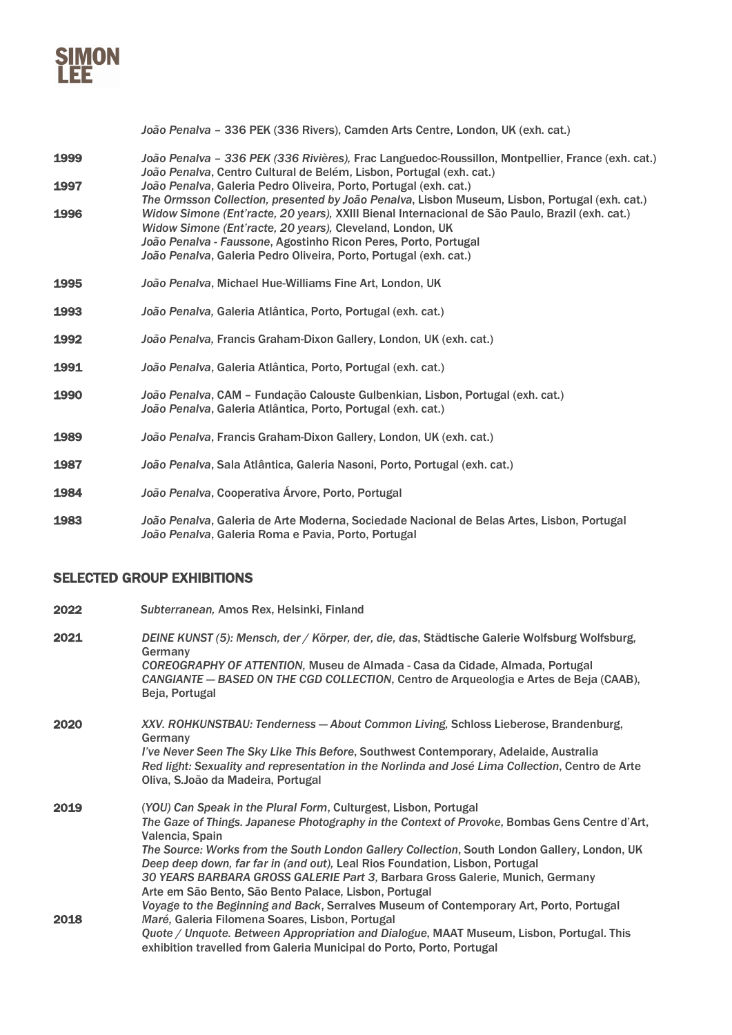*João Penalva* – 336 PEK (336 Rivers), Camden Arts Centre, London, UK (exh. cat.)

**1999** *João Penalva – 336 PEK (336 Rivières),* Frac Languedoc-Roussillon, Montpellier, France (exh. cat.)
*João Penalva*, Centro Cultural de Belém, Lisbon, Portugal (exh. cat.)

**1997** *João Penalva*, Galeria Pedro Oliveira, Porto, Portugal (exh. cat.)
*The Ormsson Collection, presented by João Penalva*, Lisbon Museum, Lisbon, Portugal (exh. cat.)

**1996** *Widow Simone (Ent'racte, 20 years),* XXIII Bienal Internacional de São Paulo, Brazil (exh. cat.)
*Widow Simone (Ent'racte, 20 years),* Cleveland, London, UK
*João Penalva - Faussone*, Agostinho Ricon Peres, Porto, Portugal
*João Penalva*, Galeria Pedro Oliveira, Porto, Portugal (exh. cat.)

**1995** *João Penalva*, Michael Hue-Williams Fine Art, London, UK

**1993** *João Penalva,* Galeria Atlântica, Porto, Portugal (exh. cat.)

**1992** *João Penalva,* Francis Graham-Dixon Gallery, London, UK (exh. cat.)

**1991** *João Penalva*, Galeria Atlântica, Porto, Portugal (exh. cat.)

**1990** *João Penalva*, CAM – Fundação Calouste Gulbenkian, Lisbon, Portugal (exh. cat.)
*João Penalva*, Galeria Atlântica, Porto, Portugal (exh. cat.)

**1989** *João Penalva*, Francis Graham-Dixon Gallery, London, UK (exh. cat.)

**1987** *João Penalva*, Sala Atlântica, Galeria Nasoni, Porto, Portugal (exh. cat.)

**1984** *João Penalva*, Cooperativa Árvore, Porto, Portugal

**1983** *João Penalva*, Galeria de Arte Moderna, Sociedade Nacional de Belas Artes, Lisbon, Portugal
*João Penalva*, Galeria Roma e Pavia, Porto, Portugal

## SELECTED GROUP EXHIBITIONS

**2022** *Subterranean,* Amos Rex, Helsinki, Finland

**2021** *DEINE KUNST (5): Mensch, der / Körper, der, die, das*, Städtische Galerie Wolfsburg Wolfsburg, Germany
*COREOGRAPHY OF ATTENTION,* Museu de Almada - Casa da Cidade, Almada, Portugal
*CANGIANTE — BASED ON THE CGD COLLECTION*, Centro de Arqueologia e Artes de Beja (CAAB), Beja, Portugal

**2020** *XXV. ROHKUNSTBAU: Tenderness — About Common Living,* Schloss Lieberose, Brandenburg, Germany
*I've Never Seen The Sky Like This Before*, Southwest Contemporary, Adelaide, Australia
*Red light: Sexuality and representation in the Norlinda and José Lima Collection*, Centro de Arte Oliva, S.João da Madeira, Portugal

**2019** *(YOU) Can Speak in the Plural Form*, Culturgest, Lisbon, Portugal
*The Gaze of Things. Japanese Photography in the Context of Provoke*, Bombas Gens Centre d'Art, Valencia, Spain
*The Source: Works from the South London Gallery Collection*, South London Gallery, London, UK
*Deep deep down, far far in (and out),* Leal Rios Foundation, Lisbon, Portugal
*30 YEARS BARBARA GROSS GALERIE Part 3,* Barbara Gross Galerie, Munich, Germany
Arte em São Bento, São Bento Palace, Lisbon, Portugal
*Voyage to the Beginning and Back*, Serralves Museum of Contemporary Art, Porto, Portugal

**2018** *Maré,* Galeria Filomena Soares, Lisbon, Portugal
*Quote / Unquote. Between Appropriation and Dialogue*, MAAT Museum, Lisbon, Portugal. This exhibition travelled from Galeria Municipal do Porto, Porto, Portugal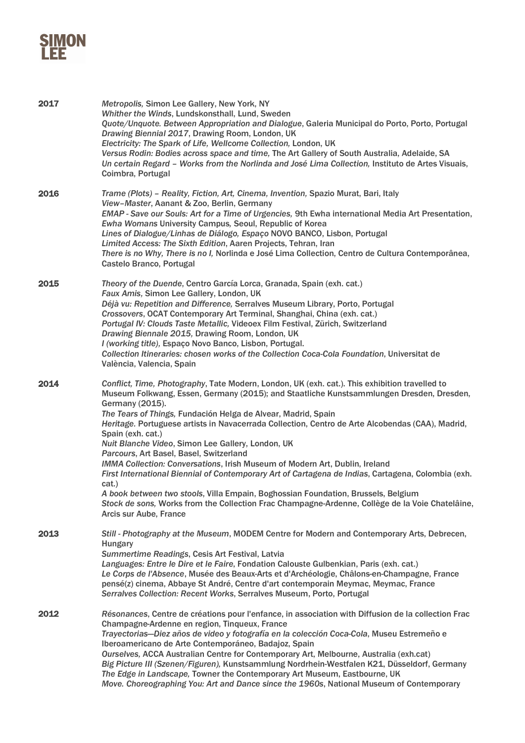**2017**

*Metropolis,* Simon Lee Gallery, New York, NY
*Whither the Winds*, Lundskonsthall, Lund, Sweden
*Quote/Unquote. Between Appropriation and Dialogue*, Galeria Municipal do Porto, Porto, Portugal
*Drawing Biennial 2017*, Drawing Room, London, UK
*Electricity: The Spark of Life, Wellcome Collection,* London, UK
*Versus Rodin: Bodies across space and time,* The Art Gallery of South Australia, Adelaide, SA
*Un certain Regard – Works from the Norlinda and José Lima Collection,* Instituto de Artes Visuais, Coimbra, Portugal

**2016**

*Trame (Plots) – Reality, Fiction, Art, Cinema, Invention,* Spazio Murat, Bari, Italy
*View–Master*, Aanant & Zoo, Berlin, Germany
*EMAP - Save our Souls: Art for a Time of Urgencies,* 9th Ewha international Media Art Presentation, *Ewha Womans* University Campus, Seoul, Republic of Korea
*Lines of Dialogue/Linhas de Diálogo, Espaço* NOVO BANCO, Lisbon, Portugal
*Limited Access: The Sixth Edition*, Aaren Projects, Tehran, Iran
*There is no Why, There is no I,* Norlinda e José Lima Collection, Centro de Cultura Contemporânea, Castelo Branco, Portugal

**2015**

*Theory of the Duende*, Centro García Lorca, Granada, Spain (exh. cat.)
*Faux Amis,* Simon Lee Gallery, London, UK
*Déjà vu: Repetition and Difference,* Serralves Museum Library, Porto, Portugal
*Crossovers*, OCAT Contemporary Art Terminal, Shanghai, China (exh. cat.)
*Portugal IV: Clouds Taste Metallic,* Videoex Film Festival, Zürich, Switzerland
*Drawing Biennale 2015,* Drawing Room, London, UK
*I (working title),* Espaço Novo Banco, Lisbon, Portugal.
*Collection Itineraries: chosen works of the Collection Coca-Cola Foundation*, Universitat de València, Valencia, Spain

**2014**

*Conflict, Time, Photography*, Tate Modern, London, UK (exh. cat.). This exhibition travelled to Museum Folkwang, Essen, Germany (2015); and Staatliche Kunstsammlungen Dresden, Dresden, Germany (2015).
*The Tears of Things,* Fundación Helga de Alvear, Madrid, Spain
*Heritage.* Portuguese artists in Navacerrada Collection, Centro de Arte Alcobendas (CAA), Madrid, Spain (exh. cat.)
*Nuit Blanche Video*, Simon Lee Gallery, London, UK
*Parcours*, Art Basel, Basel, Switzerland
*IMMA Collection: Conversations*, Irish Museum of Modern Art, Dublin, Ireland
*First International Biennial of Contemporary Art of Cartagena de Indias*, Cartagena, Colombia (exh. cat.)
*A book between two stools*, Villa Empain, Boghossian Foundation, Brussels, Belgium
*Stock de sons,* Works from the Collection Frac Champagne-Ardenne, Collège de la Voie Chatelâine, Arcis sur Aube, France

**2013**

*Still - Photography at the Museum*, MODEM Centre for Modern and Contemporary Arts, Debrecen, Hungary
*Summertime Readings*, Cesis Art Festival, Latvia
*Languages: Entre le Dire et le Faire*, Fondation Calouste Gulbenkian, Paris (exh. cat.)
*Le Corps de l'Absence*, Musée des Beaux-Arts et d'Archéologie, Châlons-en-Champagne, France
*pensé(z) cinema*, Abbaye St André, Centre d'art contemporain Meymac, Meymac, France
*Serralves Collection: Recent Works*, Serralves Museum, Porto, Portugal

**2012**

*Résonances*, Centre de créations pour l'enfance, in association with Diffusion de la collection Frac Champagne-Ardenne en region, Tinqueux, France
*Trayectorias—Diez años de video y fotografía en la colección Coca-Cola*, Museu Estremeño e Iberoamericano de Arte Contemporáneo, Badajoz, Spain
*Ourselves,* ACCA Australian Centre for Contemporary Art, Melbourne, Australia (exh.cat)
*Big Picture III (Szenen/Figuren),* Kunstsammlung Nordrhein-Westfalen K21, Düsseldorf, Germany
*The Edge in Landscape,* Towner the Contemporary Art Museum, Eastbourne, UK
*Move. Choreographing You: Art and Dance since the 1960s*, National Museum of Contemporary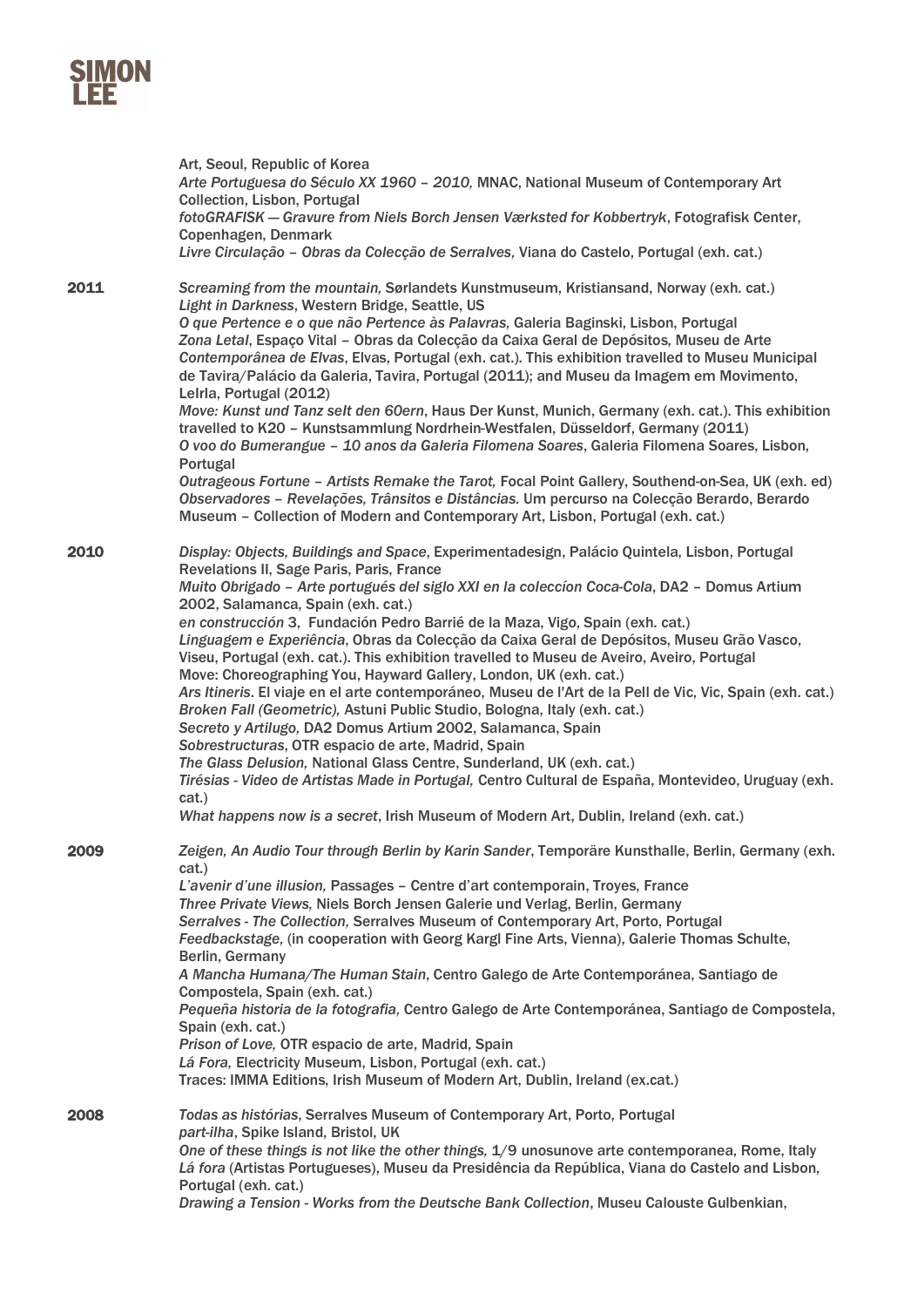Art, Seoul, Republic of Korea
*Arte Portuguesa do Século XX 1960 – 2010,* MNAC, National Museum of Contemporary Art Collection, Lisbon, Portugal
*fotoGRAFISK — Gravure from Niels Borch Jensen Værksted for Kobbertryk*, Fotografisk Center, Copenhagen, Denmark
*Livre Circulação – Obras da Colecção de Serralves,* Viana do Castelo, Portugal (exh. cat.)

**2011**

*Screaming from the mountain,* Sørlandets Kunstmuseum, Kristiansand, Norway (exh. cat.)
*Light in Darkness*, Western Bridge, Seattle, US
*O que Pertence e o que não Pertence às Palavras,* Galeria Baginski, Lisbon, Portugal
*Zona Letal*, Espaço Vital – Obras da Colecção da Caixa Geral de Depósitos, Museu de Arte Contemporânea de Elvas, Elvas, Portugal (exh. cat.). This exhibition travelled to Museu Municipal de Tavira/Palácio da Galeria, Tavira, Portugal (2011); and Museu da Imagem em Movimento, LeIrla, Portugal (2012)
*Move: Kunst und Tanz selt den 60ern*, Haus Der Kunst, Munich, Germany (exh. cat.). This exhibition travelled to K20 – Kunstsammlung Nordrhein-Westfalen, Düsseldorf, Germany (2011)
*O voo do Bumerangue – 10 anos da Galeria Filomena Soares*, Galeria Filomena Soares, Lisbon, Portugal
*Outrageous Fortune – Artists Remake the Tarot,* Focal Point Gallery, Southend-on-Sea, UK (exh. ed)
*Observadores – Revelações, Trânsitos e Distâncias.* Um percurso na Colecção Berardo, Berardo Museum – Collection of Modern and Contemporary Art, Lisbon, Portugal (exh. cat.)

**2010**

*Display: Objects, Buildings and Space*, Experimentadesign, Palácio Quintela, Lisbon, Portugal
Revelations II, Sage Paris, Paris, France
*Muito Obrigado – Arte portugués del siglo XXI en la coleccíon Coca-Cola*, DA2 – Domus Artium 2002, Salamanca, Spain (exh. cat.)
*en construcción* 3, Fundación Pedro Barrié de la Maza, Vigo, Spain (exh. cat.)
*Linguagem e Experiência*, Obras da Colecção da Caixa Geral de Depósitos, Museu Grão Vasco, Viseu, Portugal (exh. cat.). This exhibition travelled to Museu de Aveiro, Aveiro, Portugal
Move: Choreographing You, Hayward Gallery, London, UK (exh. cat.)
*Ars Itineris*. El viaje en el arte contemporáneo, Museu de l'Art de la Pell de Vic, Vic, Spain (exh. cat.)
*Broken Fall (Geometric),* Astuni Public Studio, Bologna, Italy (exh. cat.)
*Secreto y Artilugo,* DA2 Domus Artium 2002, Salamanca, Spain
*Sobrestructuras*, OTR espacio de arte, Madrid, Spain
*The Glass Delusion,* National Glass Centre, Sunderland, UK (exh. cat.)
*Tirésias - Video de Artistas Made in Portugal,* Centro Cultural de España, Montevideo, Uruguay (exh. cat.)
*What happens now is a secret*, Irish Museum of Modern Art, Dublin, Ireland (exh. cat.)

**2009**

*Zeigen, An Audio Tour through Berlin by Karin Sander*, Temporäre Kunsthalle, Berlin, Germany (exh. cat.)
*L'avenir d'une illusion,* Passages – Centre d'art contemporain, Troyes, France
*Three Private Views,* Niels Borch Jensen Galerie und Verlag, Berlin, Germany
*Serralves - The Collection,* Serralves Museum of Contemporary Art, Porto, Portugal
*Feedbackstage,* (in cooperation with Georg Kargl Fine Arts, Vienna), Galerie Thomas Schulte, Berlin, Germany
*A Mancha Humana/The Human Stain*, Centro Galego de Arte Contemporánea, Santiago de Compostela, Spain (exh. cat.)
*Pequeña historia de la fotografia,* Centro Galego de Arte Contemporánea, Santiago de Compostela, Spain (exh. cat.)
*Prison of Love,* OTR espacio de arte, Madrid, Spain
*Lá Fora,* Electricity Museum, Lisbon, Portugal (exh. cat.)
Traces: IMMA Editions, Irish Museum of Modern Art, Dublin, Ireland (ex.cat.)

**2008**

*Todas as histórias*, Serralves Museum of Contemporary Art, Porto, Portugal
*part-ilha*, Spike Island, Bristol, UK
*One of these things is not like the other things,* 1/9 unosunove arte contemporanea, Rome, Italy
*Lá fora* (Artistas Portugueses), Museu da Presidência da República, Viana do Castelo and Lisbon, Portugal (exh. cat.)
*Drawing a Tension - Works from the Deutsche Bank Collection*, Museu Calouste Gulbenkian,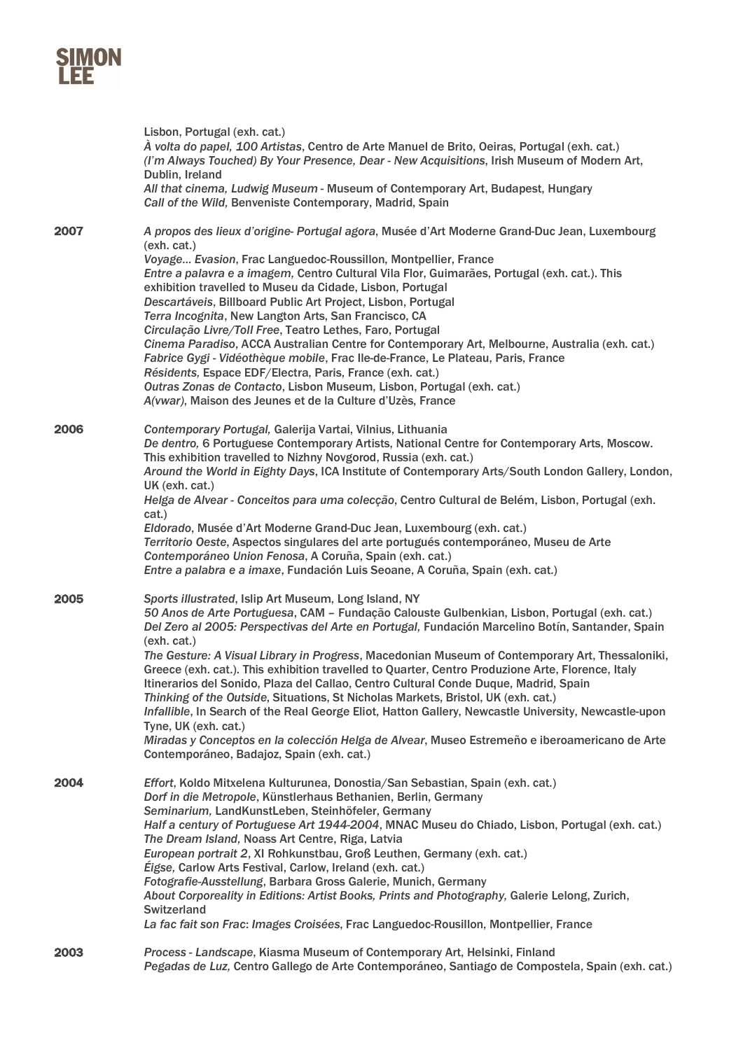Lisbon, Portugal (exh. cat.)
*À volta do papel, 100 Artistas*, Centro de Arte Manuel de Brito, Oeiras, Portugal (exh. cat.)
*(I'm Always Touched) By Your Presence, Dear - New Acquisitions*, Irish Museum of Modern Art, Dublin, Ireland
*All that cinema, Ludwig Museum* - Museum of Contemporary Art, Budapest, Hungary
*Call of the Wild,* Benveniste Contemporary, Madrid, Spain

**2007**

*A propos des lieux d'origine- Portugal agora*, Musée d'Art Moderne Grand-Duc Jean, Luxembourg (exh. cat.)
*Voyage... Evasion*, Frac Languedoc-Roussillon, Montpellier, France
*Entre a palavra e a imagem,* Centro Cultural Vila Flor, Guimarães, Portugal (exh. cat.). This exhibition travelled to Museu da Cidade, Lisbon, Portugal
*Descartáveis*, Billboard Public Art Project, Lisbon, Portugal
*Terra Incognita*, New Langton Arts, San Francisco, CA
*Circulação Livre/Toll Free*, Teatro Lethes, Faro, Portugal
*Cinema Paradiso*, ACCA Australian Centre for Contemporary Art, Melbourne, Australia (exh. cat.)
*Fabrice Gygi - Vidéothèque mobile*, Frac Ile-de-France, Le Plateau, Paris, France
*Résidents,* Espace EDF/Electra, Paris, France (exh. cat.)
*Outras Zonas de Contacto*, Lisbon Museum, Lisbon, Portugal (exh. cat.)
*A(vwar)*, Maison des Jeunes et de la Culture d'Uzès, France

**2006**

*Contemporary Portugal,* Galerija Vartai, Vilnius, Lithuania
*De dentro,* 6 Portuguese Contemporary Artists, National Centre for Contemporary Arts, Moscow. This exhibition travelled to Nizhny Novgorod, Russia (exh. cat.)
*Around the World in Eighty Days*, ICA Institute of Contemporary Arts/South London Gallery, London, UK (exh. cat.)
*Helga de Alvear - Conceitos para uma colecção*, Centro Cultural de Belém, Lisbon, Portugal (exh. cat.)
*Eldorado*, Musée d'Art Moderne Grand-Duc Jean, Luxembourg (exh. cat.)
*Territorio Oeste*, Aspectos singulares del arte portugués contemporáneo, Museu de Arte *Contemporáneo Union Fenosa*, A Coruña, Spain (exh. cat.)
*Entre a palabra e a imaxe*, Fundación Luis Seoane, A Coruña, Spain (exh. cat.)

**2005**

*Sports illustrated*, Islip Art Museum, Long Island, NY
*50 Anos de Arte Portuguesa*, CAM – Fundação Calouste Gulbenkian, Lisbon, Portugal (exh. cat.)
*Del Zero al 2005: Perspectivas del Arte en Portugal,* Fundación Marcelino Botín, Santander, Spain (exh. cat.)
*The Gesture: A Visual Library in Progress*, Macedonian Museum of Contemporary Art, Thessaloniki, Greece (exh. cat.). This exhibition travelled to Quarter, Centro Produzione Arte, Florence, Italy
Itinerarios del Sonido, Plaza del Callao, Centro Cultural Conde Duque, Madrid, Spain
*Thinking of the Outside*, Situations, St Nicholas Markets, Bristol, UK (exh. cat.)
*Infallible*, In Search of the Real George Eliot, Hatton Gallery, Newcastle University, Newcastle-upon Tyne, UK (exh. cat.)
*Miradas y Conceptos en la colección Helga de Alvear*, Museo Estremeño e iberoamericano de Arte Contemporáneo, Badajoz, Spain (exh. cat.)

**2004**

*Effort*, Koldo Mitxelena Kulturunea, Donostia/San Sebastian, Spain (exh. cat.)
*Dorf in die Metropole*, Künstlerhaus Bethanien, Berlin, Germany
*Seminarium,* LandKunstLeben, Steinhöfeler, Germany
*Half a century of Portuguese Art 1944-2004*, MNAC Museu do Chiado, Lisbon, Portugal (exh. cat.)
*The Dream Island,* Noass Art Centre, Riga, Latvia
*European portrait 2*, XI Rohkunstbau, Groß Leuthen, Germany (exh. cat.)
*Éigse,* Carlow Arts Festival, Carlow, Ireland (exh. cat.)
*Fotografie-Ausstellung*, Barbara Gross Galerie, Munich, Germany
*About Corporeality in Editions: Artist Books, Prints and Photography,* Galerie Lelong, Zurich, Switzerland
*La fac fait son Frac*: *Images Croisées*, Frac Languedoc-Rousillon, Montpellier, France

**2003**

*Process - Landscape*, Kiasma Museum of Contemporary Art, Helsinki, Finland
*Pegadas de Luz,* Centro Gallego de Arte Contemporáneo, Santiago de Compostela, Spain (exh. cat.)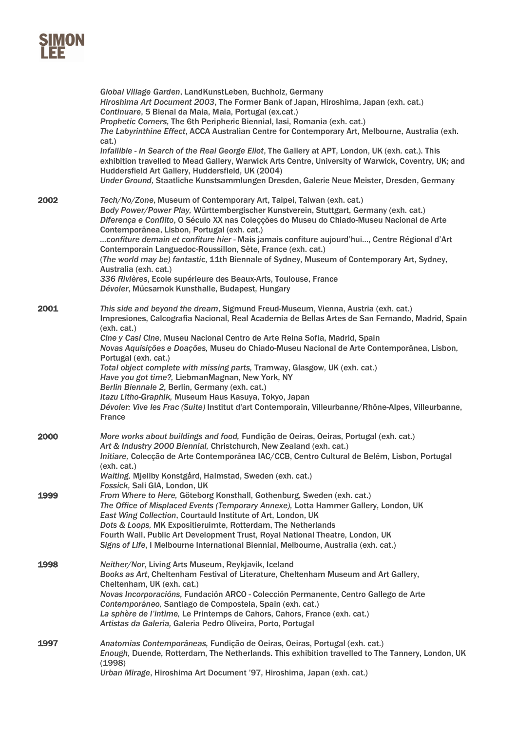*Global Village Garden*, LandKunstLeben, Buchholz, Germany
*Hiroshima Art Document 2003*, The Former Bank of Japan, Hiroshima, Japan (exh. cat.)
*Continuare*, 5 Bienal da Maia, Maia, Portugal (ex.cat.)
*Prophetic Corners,* The 6th Peripheric Biennial, Iasi, Romania (exh. cat.)
*The Labyrinthine Effect*, ACCA Australian Centre for Contemporary Art, Melbourne, Australia (exh. cat.)
*Infallible - In Search of the Real George Eliot*, The Gallery at APT, London, UK (exh. cat.). This exhibition travelled to Mead Gallery, Warwick Arts Centre, University of Warwick, Coventry, UK; and Huddersfield Art Gallery, Huddersfield, UK (2004)
*Under Ground,* Staatliche Kunstsammlungen Dresden, Galerie Neue Meister, Dresden, Germany

**2002**

*Tech/No/Zone*, Museum of Contemporary Art, Taipei, Taiwan (exh. cat.)
*Body Power/Power Play,* Württembergischer Kunstverein, Stuttgart, Germany (exh. cat.)
*Diferença e Conflito*, O Século XX nas Colecções do Museu do Chiado-Museu Nacional de Arte Contemporânea, Lisbon, Portugal (exh. cat.)
*...confiture demain et confiture hier* - Mais jamais confiture aujourd'hui..., Centre Régional d'Art Contemporain Languedoc-Roussillon, Sète, France (exh. cat.)
(*The world may be) fantastic*, 11th Biennale of Sydney, Museum of Contemporary Art, Sydney, Australia (exh. cat.)
*336 Rivières*, Ecole supérieure des Beaux-Arts, Toulouse, France
*Dévoler*, Mücsarnok Kunsthalle, Budapest, Hungary

**2001**

*This side and beyond the dream*, Sigmund Freud-Museum, Vienna, Austria (exh. cat.)
Impresiones, Calcografia Nacional, Real Academia de Bellas Artes de San Fernando, Madrid, Spain (exh. cat.)
*Cine y Casi Cine,* Museu Nacional Centro de Arte Reina Sofia, Madrid, Spain
*Novas Aquisições e Doações,* Museu do Chiado-Museu Nacional de Arte Contemporânea, Lisbon, Portugal (exh. cat.)
*Total object complete with missing parts,* Tramway, Glasgow, UK (exh. cat.)
*Have you got time?,* LiebmanMagnan, New York, NY
*Berlin Biennale 2,* Berlin, Germany (exh. cat.)
*Itazu Litho-Graphik,* Museum Haus Kasuya, Tokyo, Japan
*Dévoler: Vive les Frac (Suite)* Institut d'art Contemporain, Villeurbanne/Rhône-Alpes, Villeurbanne, France

**2000**

*More works about buildings and food,* Fundição de Oeiras, Oeiras, Portugal (exh. cat.)
*Art & Industry 2000 Biennial,* Christchurch, New Zealand (exh. cat.)
*Initiare,* Colecção de Arte Contemporânea IAC/CCB, Centro Cultural de Belém, Lisbon, Portugal (exh. cat.)
*Waiting,* Mjellby Konstgård, Halmstad, Sweden (exh. cat.)
*Fossick,* Sali GIA, London, UK

**1999**

*From Where to Here,* Göteborg Konsthall, Gothenburg, Sweden (exh. cat.)
*The Office of Misplaced Events (Temporary Annexe),* Lotta Hammer Gallery, London, UK
*East Wing Collection*, Courtauld Institute of Art, London, UK
*Dots & Loops,* MK Expositieruimte, Rotterdam, The Netherlands
Fourth Wall, Public Art Development Trust, Royal National Theatre, London, UK
*Signs of Life*, I Melbourne International Biennial, Melbourne, Australia (exh. cat.)

**1998**

*Neither/Nor*, Living Arts Museum, Reykjavik, Iceland
*Books as Art*, Cheltenham Festival of Literature, Cheltenham Museum and Art Gallery, Cheltenham, UK (exh. cat.)
*Novas Incorporacións,* Fundación ARCO - Colección Permanente, Centro Gallego de Arte Contemporáneo, Santiago de Compostela, Spain (exh. cat.)
*La sphère de l'intime,* Le Printemps de Cahors, Cahors, France (exh. cat.)
*Artistas da Galeria,* Galeria Pedro Oliveira, Porto, Portugal

**1997**

*Anatomias Contemporâneas,* Fundição de Oeiras, Oeiras, Portugal (exh. cat.)
*Enough,* Duende, Rotterdam, The Netherlands. This exhibition travelled to The Tannery, London, UK (1998)
*Urban Mirage*, Hiroshima Art Document '97, Hiroshima, Japan (exh. cat.)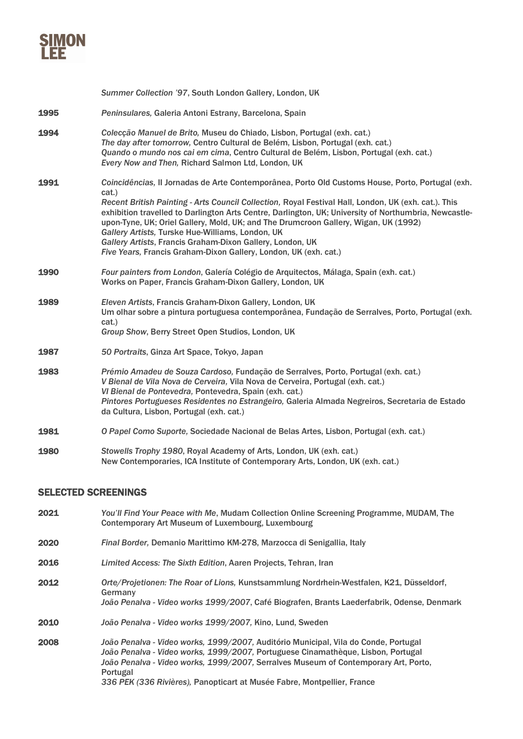Summer Collection '97, South London Gallery, London, UK

**1995**

*Peninsulares,* Galeria Antoni Estrany, Barcelona, Spain

**1994**

*Colecção Manuel de Brito,* Museu do Chiado, Lisbon, Portugal (exh. cat.)
*The day after tomorrow,* Centro Cultural de Belém, Lisbon, Portugal (exh. cat.)
*Quando o mundo nos cai em cima*, Centro Cultural de Belém, Lisbon, Portugal (exh. cat.)
*Every Now and Then,* Richard Salmon Ltd, London, UK

**1991**

*Coincidências,* II Jornadas de Arte Contemporânea, Porto Old Customs House, Porto, Portugal (exh. cat.)
*Recent British Painting - Arts Council Collection,* Royal Festival Hall, London, UK (exh. cat.). This exhibition travelled to Darlington Arts Centre, Darlington, UK; University of Northumbria, Newcastle-upon-Tyne, UK; Oriel Gallery, Mold, UK; and The Drumcroon Gallery, Wigan, UK (1992)
*Gallery Artists,* Turske Hue-Williams, London, UK
*Gallery Artists*, Francis Graham-Dixon Gallery, London, UK
*Five Years,* Francis Graham-Dixon Gallery, London, UK (exh. cat.)

**1990**

*Four painters from London*, Galería Colégio de Arquitectos, Málaga, Spain (exh. cat.)
Works on Paper, Francis Graham-Dixon Gallery, London, UK

**1989**

*Eleven Artists*, Francis Graham-Dixon Gallery, London, UK
Um olhar sobre a pintura portuguesa contemporânea, Fundação de Serralves, Porto, Portugal (exh. cat.)
*Group Show*, Berry Street Open Studios, London, UK

**1987**

*50 Portraits*, Ginza Art Space, Tokyo, Japan

**1983**

*Prémio Amadeu de Souza Cardoso,* Fundação de Serralves, Porto, Portugal (exh. cat.)
*V Bienal de Vila Nova de Cerveira,* Vila Nova de Cerveira, Portugal (exh. cat.)
*VI Bienal de Pontevedra,* Pontevedra, Spain (exh. cat.)
*Pintores Portugueses Residentes no Estrangeiro,* Galeria Almada Negreiros, Secretaria de Estado da Cultura, Lisbon, Portugal (exh. cat.)

**1981**

*O Papel Como Suporte,* Sociedade Nacional de Belas Artes, Lisbon, Portugal (exh. cat.)

**1980**

*Stowells Trophy 1980*, Royal Academy of Arts, London, UK (exh. cat.)
New Contemporaries, ICA Institute of Contemporary Arts, London, UK (exh. cat.)

## SELECTED SCREENINGS

**2021**

*You'll Find Your Peace with Me*, Mudam Collection Online Screening Programme, MUDAM, The Contemporary Art Museum of Luxembourg, Luxembourg

**2020**

*Final Border,* Demanio Marittimo KM-278, Marzocca di Senigallia, Italy

**2016**

*Limited Access: The Sixth Edition*, Aaren Projects, Tehran, Iran

**2012**

*Orte/Projetionen: The Roar of Lions,* Kunstsammlung Nordrhein-Westfalen, K21, Düsseldorf, Germany
*João Penalva - Video works 1999/2007*, Café Biografen, Brants Laederfabrik, Odense, Denmark

**2010**

*João Penalva - Video works 1999/2007,* Kino, Lund, Sweden

**2008**

*João Penalva - Video works, 1999/2007,* Auditório Municipal, Vila do Conde, Portugal
*João Penalva - Video works, 1999/2007,* Portuguese Cinamathèque, Lisbon, Portugal
*João Penalva - Video works, 1999/2007,* Serralves Museum of Contemporary Art, Porto, Portugal
*336 PEK (336 Rivières),* Panopticart at Musée Fabre, Montpellier, France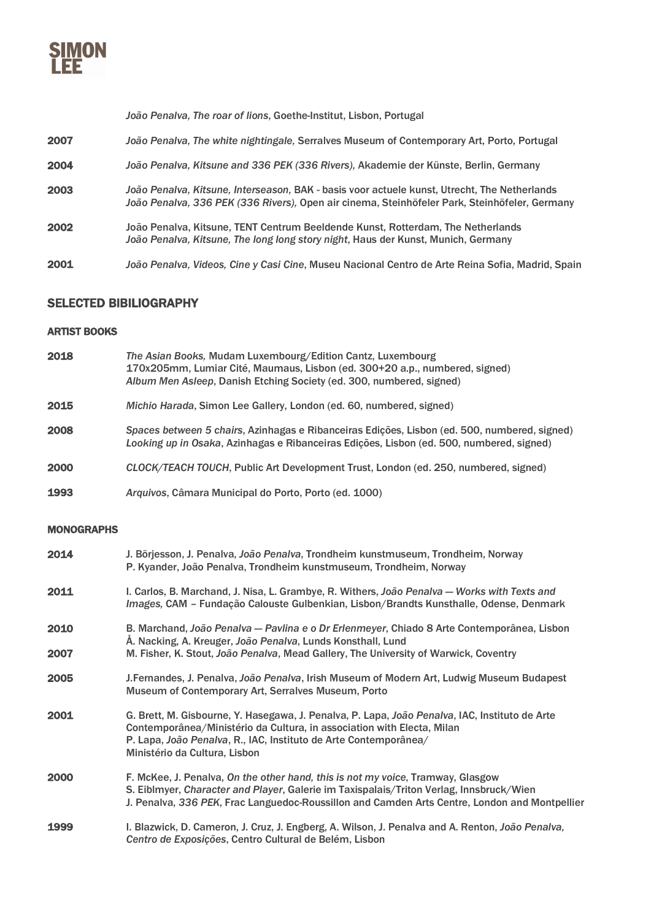*João Penalva, The roar of lions*, Goethe-Institut, Lisbon, Portugal

**2007** *João Penalva, The white nightingale,* Serralves Museum of Contemporary Art, Porto, Portugal

**2004** *João Penalva, Kitsune and 336 PEK (336 Rivers),* Akademie der Künste, Berlin, Germany

**2003** *João Penalva, Kitsune, Interseason,* BAK - basis voor actuele kunst, Utrecht, The Netherlands
*João Penalva, 336 PEK (336 Rivers),* Open air cinema, Steinhöfeler Park, Steinhöfeler, Germany

**2002** João Penalva, Kitsune, TENT Centrum Beeldende Kunst, Rotterdam, The Netherlands
*João Penalva, Kitsune, The long long story night*, Haus der Kunst, Munich, Germany

**2001** *João Penalva, Videos, Cine y Casi Cine*, Museu Nacional Centro de Arte Reina Sofia, Madrid, Spain

## SELECTED BIBILIOGRAPHY

### ARTIST BOOKS

**2018** *The Asian Books,* Mudam Luxembourg/Edition Cantz, Luxembourg
170x205mm, Lumiar Cité, Maumaus, Lisbon (ed. 300+20 a.p., numbered, signed)
*Album Men Asleep*, Danish Etching Society (ed. 300, numbered, signed)

**2015** *Michio Harada*, Simon Lee Gallery, London (ed. 60, numbered, signed)

**2008** *Spaces between 5 chairs*, Azinhagas e Ribanceiras Edições, Lisbon (ed. 500, numbered, signed)
*Looking up in Osaka*, Azinhagas e Ribanceiras Edições, Lisbon (ed. 500, numbered, signed)

**2000** *CLOCK/TEACH TOUCH*, Public Art Development Trust, London (ed. 250, numbered, signed)

**1993** *Arquivos*, Câmara Municipal do Porto, Porto (ed. 1000)

### MONOGRAPHS

**2014** J. Börjesson, J. Penalva, *João Penalva*, Trondheim kunstmuseum, Trondheim, Norway
P. Kyander, João Penalva, Trondheim kunstmuseum, Trondheim, Norway

**2011** I. Carlos, B. Marchand, J. Nisa, L. Grambye, R. Withers, *João Penalva — Works with Texts and Images,* CAM – Fundação Calouste Gulbenkian, Lisbon/Brandts Kunsthalle, Odense, Denmark

**2010** B. Marchand, *João Penalva — Pavlina e o Dr Erlenmeyer*, Chiado 8 Arte Contemporânea, Lisbon
Å. Nacking, A. Kreuger, *João Penalva*, Lunds Konsthall, Lund

**2007** M. Fisher, K. Stout, *João Penalva*, Mead Gallery, The University of Warwick, Coventry

**2005** J.Fernandes, J. Penalva, *João Penalva*, Irish Museum of Modern Art, Ludwig Museum Budapest Museum of Contemporary Art, Serralves Museum, Porto

**2001** G. Brett, M. Gisbourne, Y. Hasegawa, J. Penalva, P. Lapa, *João Penalva*, IAC, Instituto de Arte Contemporânea/Ministério da Cultura, in association with Electa, Milan
P. Lapa, *João Penalva*, R., IAC, Instituto de Arte Contemporânea/
Ministério da Cultura, Lisbon

**2000** F. McKee, J. Penalva, *On the other hand, this is not my voice*, Tramway, Glasgow
S. Eiblmyer, *Character and Player*, Galerie im Taxispalais/Triton Verlag, Innsbruck/Wien
J. Penalva, *336 PEK*, Frac Languedoc-Roussillon and Camden Arts Centre, London and Montpellier

**1999** I. Blazwick, D. Cameron, J. Cruz, J. Engberg, A. Wilson, J. Penalva and A. Renton, *João Penalva, Centro de Exposições*, Centro Cultural de Belém, Lisbon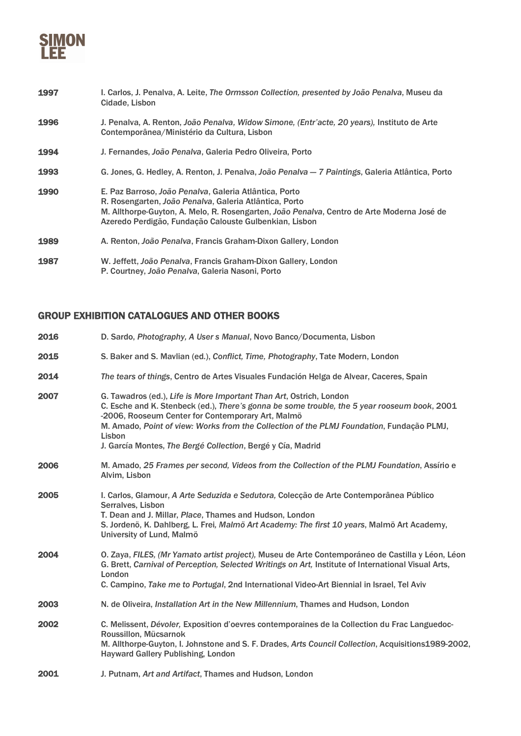**1997** I. Carlos, J. Penalva, A. Leite, *The Ormsson Collection, presented by João Penalva*, Museu da Cidade, Lisbon

**1996** J. Penalva, A. Renton, *João Penalva, Widow Simone, (Entr'acte, 20 years),* Instituto de Arte Contemporânea/Ministério da Cultura, Lisbon

**1994** J. Fernandes, *João Penalva*, Galeria Pedro Oliveira, Porto

**1993** G. Jones, G. Hedley, A. Renton, J. Penalva, *João Penalva — 7 Paintings*, Galeria Atlântica, Porto

**1990** E. Paz Barroso, *João Penalva*, Galeria Atlântica, Porto
R. Rosengarten, *João Penalva*, Galeria Atlântica, Porto
M. Allthorpe-Guyton, A. Melo, R. Rosengarten, *João Penalva*, Centro de Arte Moderna José de Azeredo Perdigão, Fundação Calouste Gulbenkian, Lisbon

**1989** A. Renton, *João Penalva*, Francis Graham-Dixon Gallery, London

**1987** W. Jeffett, *João Penalva*, Francis Graham-Dixon Gallery, London
P. Courtney, *João Penalva*, Galeria Nasoni, Porto

## GROUP EXHIBITION CATALOGUES AND OTHER BOOKS

**2016** D. Sardo, *Photography, A User s Manual*, Novo Banco/Documenta, Lisbon

**2015** S. Baker and S. Mavlian (ed.), *Conflict, Time, Photography*, Tate Modern, London

**2014** *The tears of things*, Centro de Artes Visuales Fundación Helga de Alvear, Caceres, Spain

**2007** G. Tawadros (ed.), *Life is More Important Than Art*, Ostrich, London
C. Esche and K. Stenbeck (ed.), *There's gonna be some trouble, the 5 year rooseum book*, 2001 -2006, Rooseum Center for Contemporary Art, Malmö
M. Amado, *Point of view: Works from the Collection of the PLMJ Foundation*, Fundação PLMJ, Lisbon
J. García Montes, *The Bergé Collection*, Bergé y Cía, Madrid

**2006** M. Amado, *25 Frames per second, Videos from the Collection of the PLMJ Foundation*, Assírio e Alvim, Lisbon

**2005** I. Carlos, Glamour, *A Arte Seduzida e Sedutora,* Colecção de Arte Contemporânea Público Serralves, Lisbon
T. Dean and J. Millar, *Place*, Thames and Hudson, London
S. Jordenö, K. Dahlberg, L. Frei*, Malmö Art Academy: The first 10 years*, Malmö Art Academy, University of Lund, Malmö

**2004** O. Zaya, *FILES, (Mr Yamato artist project),* Museu de Arte Contemporáneo de Castilla y Léon, Léon
G. Brett, *Carnival of Perception, Selected Writings on Art,* Institute of International Visual Arts, London
C. Campino, *Take me to Portugal*, 2nd International Video-Art Biennial in Israel, Tel Aviv

**2003** N. de Oliveira, *Installation Art in the New Millennium*, Thames and Hudson, London

**2002** C. Melissent, *Dévoler,* Exposition d'oevres contemporaines de la Collection du Frac Languedoc-Roussillon, Mücsarnok
M. Allthorpe-Guyton, I. Johnstone and S. F. Drades, *Arts Council Collection*, Acquisitions1989-2002, Hayward Gallery Publishing, London

**2001** J. Putnam, *Art and Artifact*, Thames and Hudson, London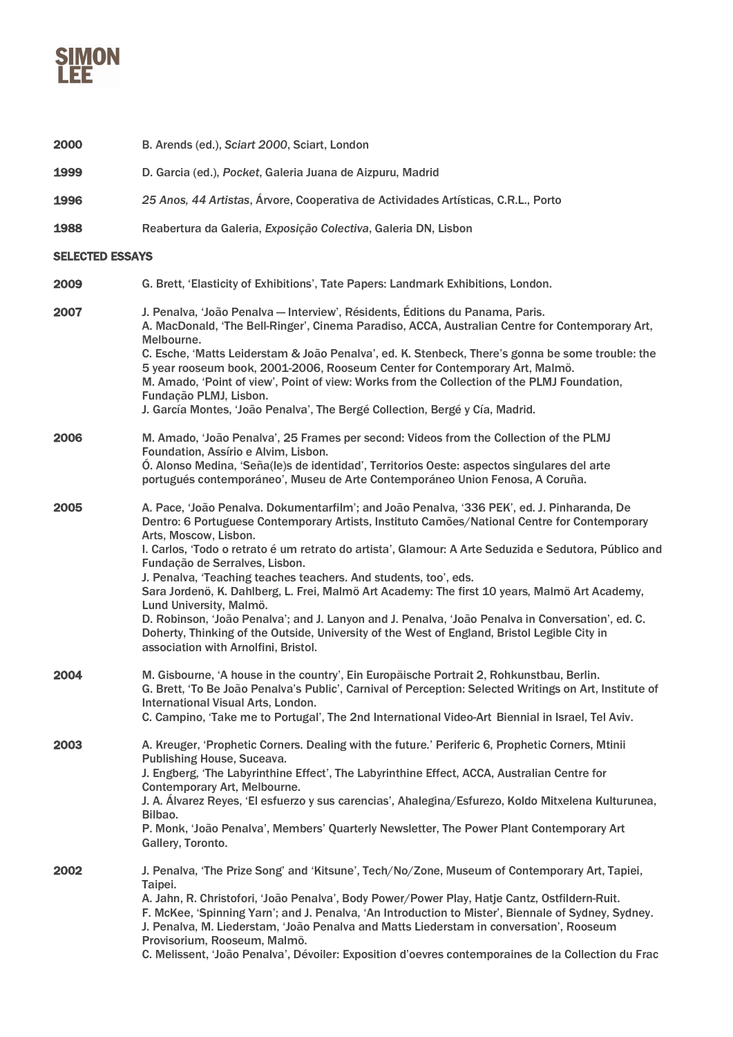**2000** B. Arends (ed.), *Sciart 2000*, Sciart, London

**1999** D. Garcia (ed.), *Pocket*, Galeria Juana de Aizpuru, Madrid

**1996** *25 Anos, 44 Artistas*, Árvore, Cooperativa de Actividades Artísticas, C.R.L., Porto

**1988** Reabertura da Galeria, *Exposição Colectiva*, Galeria DN, Lisbon

## SELECTED ESSAYS

**2009** G. Brett, 'Elasticity of Exhibitions', Tate Papers: Landmark Exhibitions, London.

**2007** J. Penalva, 'João Penalva — Interview', Résidents, Éditions du Panama, Paris.
A. MacDonald, 'The Bell-Ringer', Cinema Paradiso, ACCA, Australian Centre for Contemporary Art, Melbourne.
C. Esche, 'Matts Leiderstam & João Penalva', ed. K. Stenbeck, There's gonna be some trouble: the 5 year rooseum book, 2001-2006, Rooseum Center for Contemporary Art, Malmö.
M. Amado, 'Point of view', Point of view: Works from the Collection of the PLMJ Foundation, Fundação PLMJ, Lisbon.
J. García Montes, 'João Penalva', The Bergé Collection, Bergé y Cía, Madrid.

**2006** M. Amado, 'João Penalva', 25 Frames per second: Videos from the Collection of the PLMJ Foundation, Assírio e Alvim, Lisbon.
Ó. Alonso Medina, 'Seña(le)s de identidad', Territorios Oeste: aspectos singulares del arte portugués contemporáneo', Museu de Arte Contemporáneo Union Fenosa, A Coruña.

**2005** A. Pace, 'João Penalva. Dokumentarfilm'; and João Penalva, '336 PEK', ed. J. Pinharanda, De Dentro: 6 Portuguese Contemporary Artists, Instituto Camões/National Centre for Contemporary Arts, Moscow, Lisbon.
I. Carlos, 'Todo o retrato é um retrato do artista', Glamour: A Arte Seduzida e Sedutora, Público and Fundação de Serralves, Lisbon.
J. Penalva, 'Teaching teaches teachers. And students, too', eds.
Sara Jordenö, K. Dahlberg, L. Frei, Malmö Art Academy: The first 10 years, Malmö Art Academy, Lund University, Malmö.
D. Robinson, 'João Penalva'; and J. Lanyon and J. Penalva, 'João Penalva in Conversation', ed. C. Doherty, Thinking of the Outside, University of the West of England, Bristol Legible City in association with Arnolfini, Bristol.

**2004** M. Gisbourne, 'A house in the country', Ein Europäische Portrait 2, Rohkunstbau, Berlin.
G. Brett, 'To Be João Penalva's Public', Carnival of Perception: Selected Writings on Art, Institute of International Visual Arts, London.
C. Campino, 'Take me to Portugal', The 2nd International Video-Art Biennial in Israel, Tel Aviv.

**2003** A. Kreuger, 'Prophetic Corners. Dealing with the future.' Periferic 6, Prophetic Corners, Mtinii Publishing House, Suceava.
J. Engberg, 'The Labyrinthine Effect', The Labyrinthine Effect, ACCA, Australian Centre for Contemporary Art, Melbourne.
J. A. Álvarez Reyes, 'El esfuerzo y sus carencias', Ahalegina/Esfurezo, Koldo Mitxelena Kulturunea, Bilbao.
P. Monk, 'João Penalva', Members' Quarterly Newsletter, The Power Plant Contemporary Art Gallery, Toronto.

**2002** J. Penalva, 'The Prize Song' and 'Kitsune', Tech/No/Zone, Museum of Contemporary Art, Tapiei, Taipei.
A. Jahn, R. Christofori, 'João Penalva', Body Power/Power Play, Hatje Cantz, Ostfildern-Ruit.
F. McKee, 'Spinning Yarn'; and J. Penalva, 'An Introduction to Mister', Biennale of Sydney, Sydney.
J. Penalva, M. Liederstam, 'João Penalva and Matts Liederstam in conversation', Rooseum Provisorium, Rooseum, Malmö.
C. Melissent, 'João Penalva', Dévoiler: Exposition d'oevres contemporaines de la Collection du Frac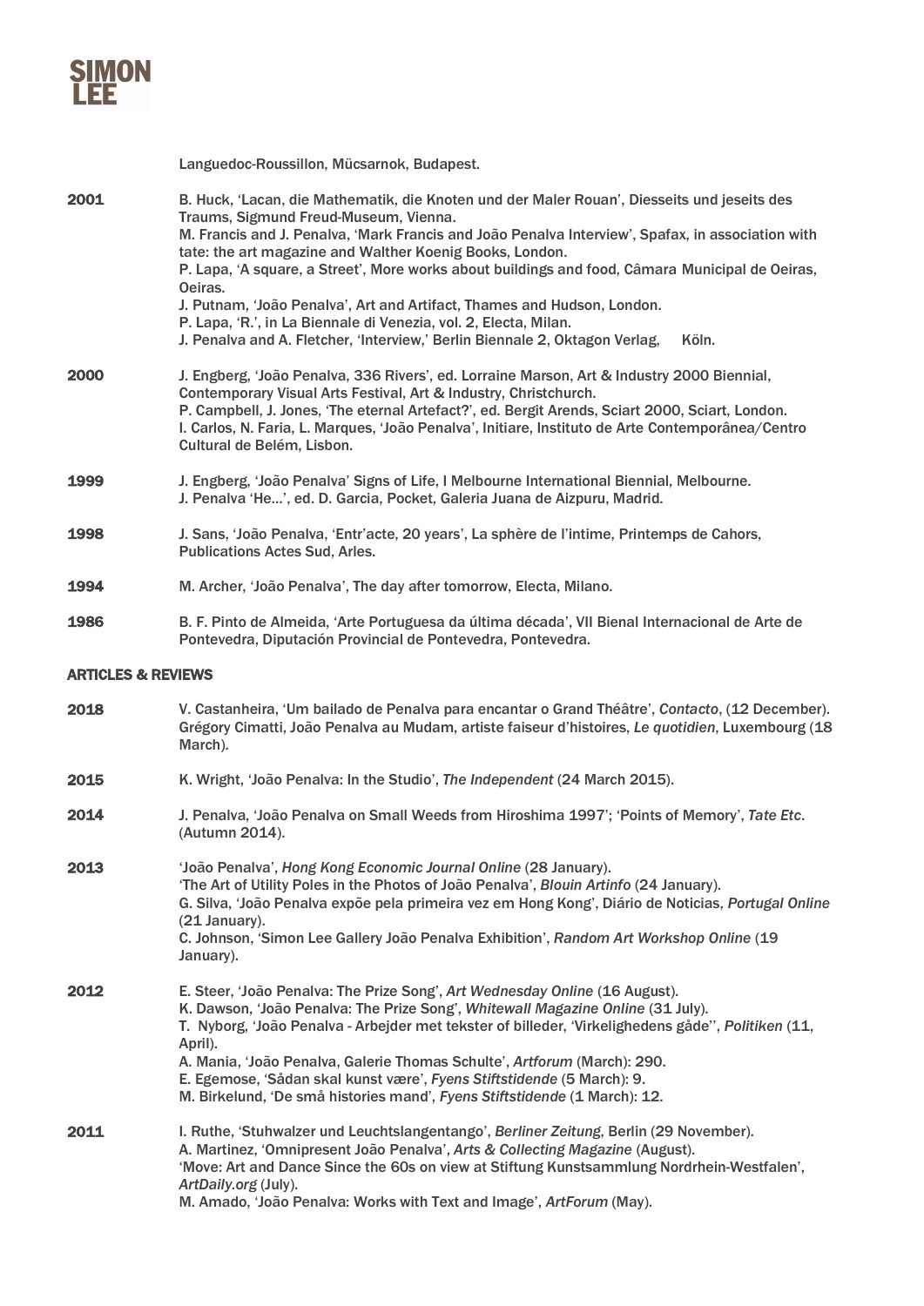Languedoc-Roussillon, Mücsarnok, Budapest.

**2001**
B. Huck, 'Lacan, die Mathematik, die Knoten und der Maler Rouan', Diesseits und jeseits des Traums, Sigmund Freud-Museum, Vienna.
M. Francis and J. Penalva, 'Mark Francis and João Penalva Interview', Spafax, in association with tate: the art magazine and Walther Koenig Books, London.
P. Lapa, 'A square, a Street', More works about buildings and food, Câmara Municipal de Oeiras, Oeiras.
J. Putnam, 'João Penalva', Art and Artifact, Thames and Hudson, London.
P. Lapa, 'R.', in La Biennale di Venezia, vol. 2, Electa, Milan.
J. Penalva and A. Fletcher, 'Interview,' Berlin Biennale 2, Oktagon Verlag, Köln.

**2000**
J. Engberg, 'João Penalva, 336 Rivers', ed. Lorraine Marson, Art & Industry 2000 Biennial, Contemporary Visual Arts Festival, Art & Industry, Christchurch.
P. Campbell, J. Jones, 'The eternal Artefact?', ed. Bergit Arends, Sciart 2000, Sciart, London.
I. Carlos, N. Faria, L. Marques, 'João Penalva', Initiare, Instituto de Arte Contemporânea/Centro Cultural de Belém, Lisbon.

**1999**
J. Engberg, 'João Penalva' Signs of Life, I Melbourne International Biennial, Melbourne.
J. Penalva 'He…', ed. D. Garcia, Pocket, Galeria Juana de Aizpuru, Madrid.

**1998**
J. Sans, 'João Penalva, 'Entr'acte, 20 years', La sphère de l'intime, Printemps de Cahors, Publications Actes Sud, Arles.

**1994**
M. Archer, 'João Penalva', The day after tomorrow, Electa, Milano.

**1986**
B. F. Pinto de Almeida, 'Arte Portuguesa da última década', VII Bienal Internacional de Arte de Pontevedra, Diputación Provincial de Pontevedra, Pontevedra.

## ARTICLES & REVIEWS

**2018**
V. Castanheira, 'Um bailado de Penalva para encantar o Grand Théâtre', *Contacto*, (12 December).
Grégory Cimatti, João Penalva au Mudam, artiste faiseur d'histoires, *Le quotidien*, Luxembourg (18 March).

**2015**
K. Wright, 'João Penalva: In the Studio', *The Independent* (24 March 2015).

**2014**
J. Penalva, 'João Penalva on Small Weeds from Hiroshima 1997'; 'Points of Memory', *Tate Etc.* (Autumn 2014).

**2013**
'João Penalva', *Hong Kong Economic Journal Online* (28 January).
'The Art of Utility Poles in the Photos of João Penalva', *Blouin Artinfo* (24 January).
G. Silva, 'João Penalva expõe pela primeira vez em Hong Kong', Diário de Noticias, *Portugal Online* (21 January).
C. Johnson, 'Simon Lee Gallery João Penalva Exhibition', *Random Art Workshop Online* (19 January).

**2012**
E. Steer, 'João Penalva: The Prize Song', *Art Wednesday Online* (16 August).
K. Dawson, 'João Penalva: The Prize Song', *Whitewall Magazine Online* (31 July).
T. Nyborg, 'João Penalva - Arbejder met tekster of billeder, 'Virkelighedens gåde'', *Politiken* (11, April).
A. Mania, 'João Penalva, Galerie Thomas Schulte', *Artforum* (March): 290.
E. Egemose, 'Sådan skal kunst være', *Fyens Stiftstidende* (5 March): 9.
M. Birkelund, 'De små histories mand', *Fyens Stiftstidende* (1 March): 12.

**2011**
I. Ruthe, 'Stuhwalzer und Leuchtslangentango', *Berliner Zeitung*, Berlin (29 November).
A. Martinez, 'Omnipresent João Penalva', *Arts & Collecting Magazine* (August).
'Move: Art and Dance Since the 60s on view at Stiftung Kunstsammlung Nordrhein-Westfalen', *ArtDaily.org* (July).
M. Amado, 'João Penalva: Works with Text and Image', *ArtForum* (May).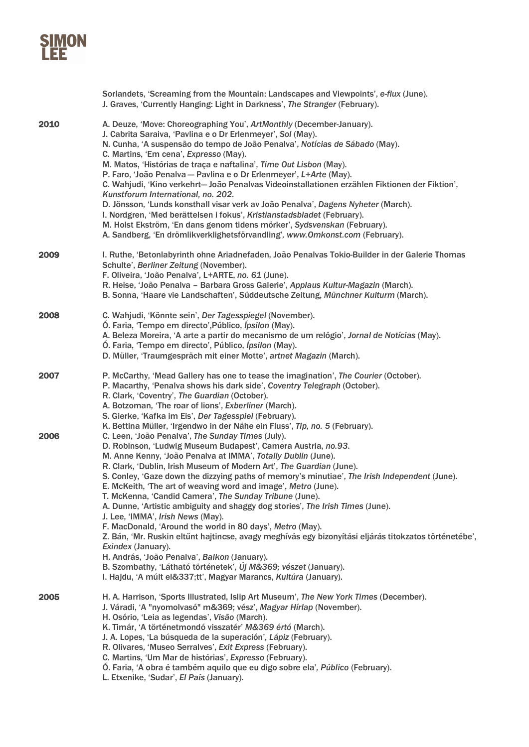Sorlandets, 'Screaming from the Mountain: Landscapes and Viewpoints', *e-flux* (June).
J. Graves, 'Currently Hanging: Light in Darkness', *The Stranger* (February).

**2010**

A. Deuze, 'Move: Choreographing You', *ArtMonthly* (December-January).
J. Cabrita Saraiva, 'Pavlina e o Dr Erlenmeyer', *Sol* (May).
N. Cunha, 'A suspensão do tempo de João Penalva', *Notícias de Sábado* (May).
C. Martins, 'Em cena', *Expresso* (May).
M. Matos, 'Histórias de traça e naftalina', *Time Out Lisbon* (May).
P. Faro, 'João Penalva — Pavlina e o Dr Erlenmeyer', *L+Arte* (May).
C. Wahjudi, 'Kino verkehrt— João Penalvas Videoinstallationen erzählen Fiktionen der Fiktion', *Kunstforum International, no. 202*.
D. Jönsson, 'Lunds konsthall visar verk av João Penalva', *Dagens Nyheter* (March).
I. Nordgren, 'Med berättelsen i fokus', *Kristianstadsbladet* (February).
M. Holst Ekström, 'En dans genom tidens mörker', *Sydsvenskan* (February).
A. Sandberg, 'En drömlikverklighetsförvandling', *www.Omkonst.com* (February).

**2009**

I. Ruthe, 'Betonlabyrinth ohne Ariadnefaden, João Penalvas Tokio-Builder in der Galerie Thomas Schulte', *Berliner Zeitung* (November).
F. Oliveira, 'João Penalva', L+ARTE, *no. 61* (June).
R. Heise, 'João Penalva – Barbara Gross Galerie', *Applaus Kultur-Magazin* (March).
B. Sonna, 'Haare vie Landschaften', Süddeutsche Zeitung, *Münchner Kulturm* (March).

**2008**

C. Wahjudi, 'Könnte sein', *Der Tagesspiegel* (November).
Ó. Faria, 'Tempo em directo',Público, *Ípsilon* (May).
A. Beleza Moreira, 'A arte a partir do mecanismo de um relógio', *Jornal de Notícias* (May).
Ó. Faria, 'Tempo em directo', Público, *Ípsilon* (May).
D. Müller, 'Traumgespräch mit einer Motte', *artnet Magazin* (March).

**2007**

P. McCarthy, 'Mead Gallery has one to tease the imagination', *The Courier* (October).
P. Macarthy, 'Penalva shows his dark side', *Coventry Telegraph* (October).
R. Clark, 'Coventry', *The Guardian* (October).
A. Botzoman, 'The roar of lions', *Exberliner* (March).
S. Gierke, 'Kafka im Eis', *Der Tagesspiel* (February).
K. Bettina Müller, 'Irgendwo in der Nähe ein Fluss', *Tip, no. 5* (February).

**2006**

C. Leen, 'João Penalva', *The Sunday Times* (July).
D. Robinson, 'Ludwig Museum Budapest', Camera Austria, *no.93*.
M. Anne Kenny, 'João Penalva at IMMA', *Totally Dublin* (June).
R. Clark, 'Dublin, Irish Museum of Modern Art', *The Guardian* (June).
S. Conley, 'Gaze down the dizzying paths of memory's minutiae', *The Irish Independent* (June).
E. McKeith, 'The art of weaving word and image', *Metro* (June).
T. McKenna, 'Candid Camera', *The Sunday Tribune* (June).
A. Dunne, 'Artistic ambiguity and shaggy dog stories', *The Irish Times* (June).
J. Lee, 'IMMA', *Irish News* (May).
F. MacDonald, 'Around the world in 80 days', *Metro* (May).
Z. Bán, 'Mr. Ruskin eltűnt hajtincse, avagy meghívás egy bizonyítási eljárás titokzatos történetébe', *Exindex* (January).
H. András, 'João Penalva', *Balkon* (January).
B. Szombathy, 'Látható történetek', *Új M&369; vészet* (January).
I. Hajdu, 'A múlt el&337;tt', Magyar Marancs, *Kultúra* (January).

**2005**

H. A. Harrison, 'Sports Illustrated, Islip Art Museum', *The New York Times* (December).
J. Váradi, 'A "nyomolvasó" m&369; vész', *Magyar Hírlap* (November).
H. Osório, 'Leia as legendas', *Visão* (March).
K. Timár, 'A történetmondó visszatér' *M&369 értó* (March).
J. A. Lopes, 'La búsqueda de la superación', *Lápiz* (February).
R. Olivares, 'Museo Serralves', *Exit Express* (February).
C. Martins, 'Um Mar de histórias', *Expresso* (February).
Ó. Faria, 'A obra é também aquilo que eu digo sobre ela', *Público* (February).
L. Etxenike, 'Sudar', *El País* (January).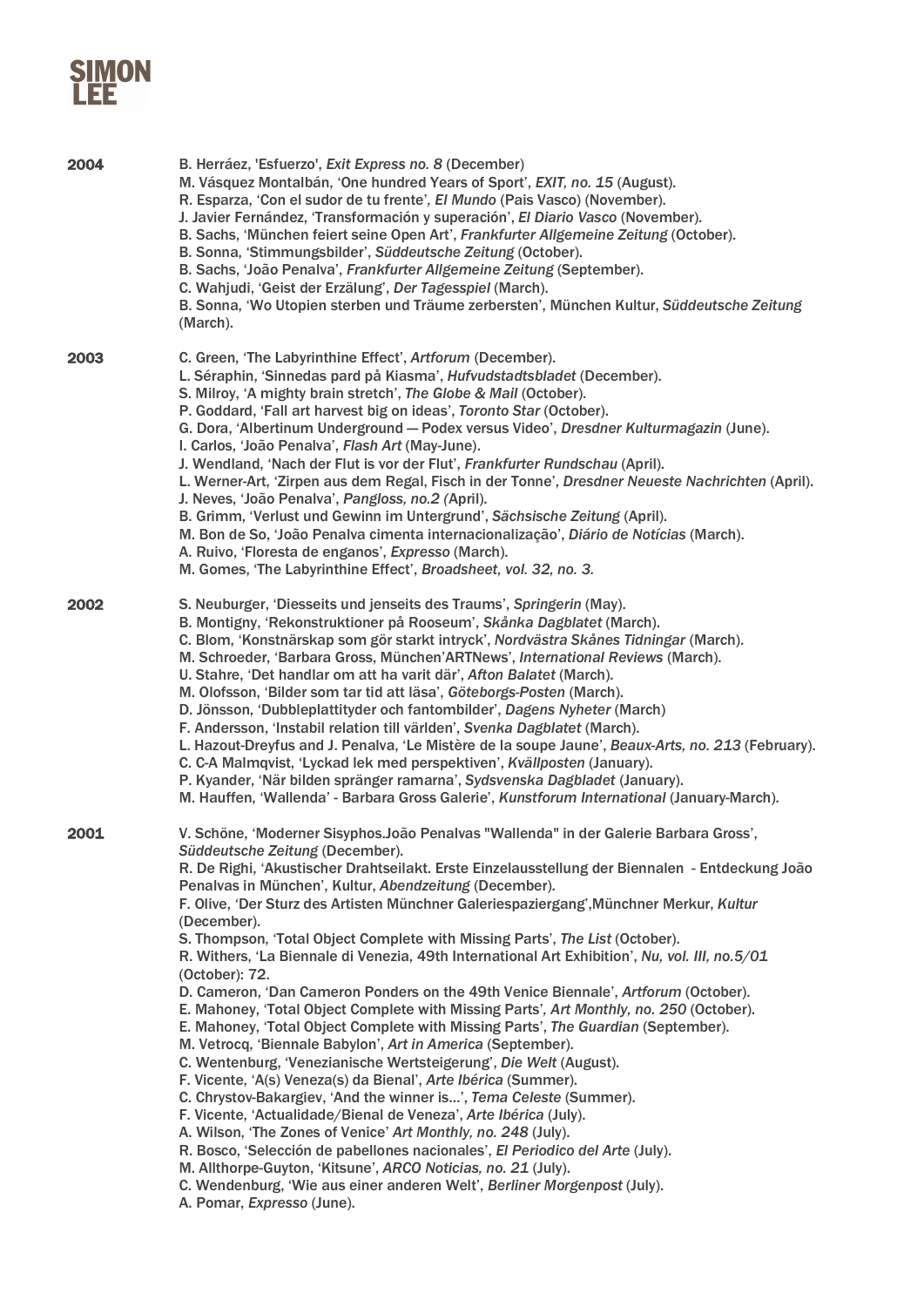**SIMON LEE**

**2004**

B. Herráez, 'Esfuerzo', *Exit Express no. 8* (December)
M. Vásquez Montalbán, 'One hundred Years of Sport', *EXIT, no. 15* (August).
R. Esparza, 'Con el sudor de tu frente', *El Mundo* (Pais Vasco) (November).
J. Javier Fernández, 'Transformación y superación', *El Diario Vasco* (November).
B. Sachs, 'München feiert seine Open Art', *Frankfurter Allgemeine Zeitung* (October).
B. Sonna, 'Stimmungsbilder', *Süddeutsche Zeitung* (October).
B. Sachs, 'João Penalva', *Frankfurter Allgemeine Zeitung* (September).
C. Wahjudi, 'Geist der Erzälung', *Der Tagesspiel* (March).
B. Sonna, 'Wo Utopien sterben und Träume zerbersten', München Kultur, *Süddeutsche Zeitung* (March).

**2003**

C. Green, 'The Labyrinthine Effect', *Artforum* (December).
L. Séraphin, 'Sinnedas pard på Kiasma', *Hufvudstadtsbladet* (December).
S. Milroy, 'A mighty brain stretch', *The Globe & Mail* (October).
P. Goddard, 'Fall art harvest big on ideas', *Toronto Star* (October).
G. Dora, 'Albertinum Underground — Podex versus Video', *Dresdner Kulturmagazin* (June).
I. Carlos, 'João Penalva', *Flash Art* (May-June).
J. Wendland, 'Nach der Flut is vor der Flut', *Frankfurter Rundschau* (April).
L. Werner-Art, 'Zirpen aus dem Regal, Fisch in der Tonne', *Dresdner Neueste Nachrichten* (April).
J. Neves, 'João Penalva', *Pangloss, no.2 (*April).
B. Grimm, 'Verlust und Gewinn im Untergrund', *Sächsische Zeitung* (April).
M. Bon de So, 'João Penalva cimenta internacionalização', *Diário de Notícias* (March).
A. Ruivo, 'Floresta de enganos', *Expresso* (March).
M. Gomes, 'The Labyrinthine Effect', *Broadsheet, vol. 32, no. 3.*

**2002**

S. Neuburger, 'Diesseits und jenseits des Traums', *Springerin* (May).
B. Montigny, 'Rekonstruktioner på Rooseum', *Skånka Dagblatet* (March).
C. Blom, 'Konstnärskap som gör starkt intryck', *Nordvästra Skånes Tidningar* (March).
M. Schroeder, 'Barbara Gross, München'ARTNews', *International Reviews* (March).
U. Stahre, 'Det handlar om att ha varit där', *Afton Balatet* (March).
M. Olofsson, 'Bilder som tar tid att läsa', *Göteborgs-Posten* (March).
D. Jönsson, 'Dubbleplattityder och fantombilder', *Dagens Nyheter* (March)
F. Andersson, 'Instabil relation till världen', *Svenka Dagblatet* (March).
L. Hazout-Dreyfus and J. Penalva, 'Le Mistère de la soupe Jaune', *Beaux-Arts, no. 213* (February).
C. C-A Malmqvist, 'Lyckad lek med perspektiven', *Kvällposten* (January).
P. Kyander, 'När bilden spränger ramarna', *Sydsvenska Dagbladet* (January).
M. Hauffen, 'Wallenda' - Barbara Gross Galerie', *Kunstforum International* (January-March).

**2001**

V. Schöne, 'Moderner Sisyphos.João Penalvas "Wallenda" in der Galerie Barbara Gross', *Süddeutsche Zeitung* (December).
R. De Righi, 'Akustischer Drahtseilakt. Erste Einzelausstellung der Biennalen - Entdeckung João Penalvas in München', Kultur, *Abendzeitung* (December).
F. Olive, 'Der Sturz des Artisten Münchner Galeriespaziergang',Münchner Merkur, *Kultur* (December).
S. Thompson, 'Total Object Complete with Missing Parts', *The List* (October).
R. Withers, 'La Biennale di Venezia, 49th International Art Exhibition', *Nu, vol. III, no.5/01* (October): 72.
D. Cameron, 'Dan Cameron Ponders on the 49th Venice Biennale', *Artforum* (October).
E. Mahoney, 'Total Object Complete with Missing Parts', *Art Monthly, no. 250* (October).
E. Mahoney, 'Total Object Complete with Missing Parts', *The Guardian* (September).
M. Vetrocq, 'Biennale Babylon', *Art in America* (September).
C. Wentenburg, 'Venezianische Wertsteigerung', *Die Welt* (August).
F. Vicente, 'A(s) Veneza(s) da Bienal', *Arte Ibérica* (Summer).
C. Chrystov-Bakargiev, 'And the winner is...', *Tema Celeste* (Summer).
F. Vicente, 'Actualidade/Bienal de Veneza', *Arte Ibérica* (July).
A. Wilson, 'The Zones of Venice' *Art Monthly, no. 248* (July).
R. Bosco, 'Selección de pabellones nacionales', *El Periodico del Arte* (July).
M. Allthorpe-Guyton, 'Kitsune', *ARCO Noticias, no. 21* (July).
C. Wendenburg, 'Wie aus einer anderen Welt', *Berliner Morgenpost* (July).
A. Pomar, *Expresso* (June).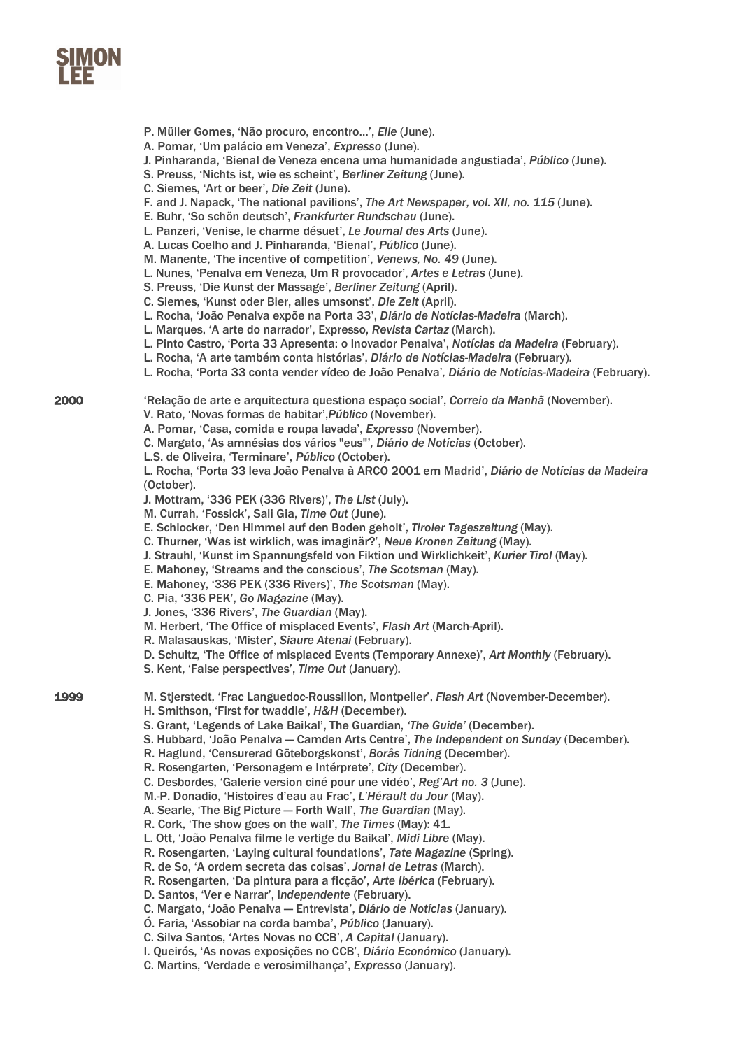P. Müller Gomes, 'Não procuro, encontro...', *Elle* (June).
A. Pomar, 'Um palácio em Veneza', *Expresso* (June).
J. Pinharanda, 'Bienal de Veneza encena uma humanidade angustiada', *Público* (June).
S. Preuss, 'Nichts ist, wie es scheint', *Berliner Zeitung* (June).
C. Siemes, 'Art or beer', *Die Zeit* (June).
F. and J. Napack, 'The national pavilions', *The Art Newspaper, vol. XII, no. 115* (June).
E. Buhr, 'So schön deutsch', *Frankfurter Rundschau* (June).
L. Panzeri, 'Venise, le charme désuet', *Le Journal des Arts* (June).
A. Lucas Coelho and J. Pinharanda, 'Bienal', *Público* (June).
M. Manente, 'The incentive of competition', *Venews, No. 49* (June).
L. Nunes, 'Penalva em Veneza, Um R provocador', *Artes e Letras* (June).
S. Preuss, 'Die Kunst der Massage', *Berliner Zeitung* (April).
C. Siemes, 'Kunst oder Bier, alles umsonst', *Die Zeit* (April).
L. Rocha, 'João Penalva expõe na Porta 33', *Diário de Notícias-Madeira* (March).
L. Marques, 'A arte do narrador', Expresso, *Revista Cartaz* (March).
L. Pinto Castro, 'Porta 33 Apresenta: o Inovador Penalva', *Notícias da Madeira* (February).
L. Rocha, 'A arte também conta histórias', *Diário de Notícias-Madeira* (February).
L. Rocha, 'Porta 33 conta vender vídeo de João Penalva', *Diário de Notícias-Madeira* (February).

**2000**

'Relação de arte e arquitectura questiona espaço social', *Correio da Manhã* (November).
V. Rato, 'Novas formas de habitar',*Público* (November).
A. Pomar, 'Casa, comida e roupa lavada', *Expresso* (November).
C. Margato, 'As amnésias dos vários "eus"', *Diário de Notícias* (October).
L.S. de Oliveira, 'Terminare', *Público* (October).
L. Rocha, 'Porta 33 leva João Penalva à ARCO 2001 em Madrid', *Diário de Notícias da Madeira* (October).
J. Mottram, '336 PEK (336 Rivers)', *The List* (July).
M. Currah, 'Fossick', Sali Gia, *Time Out* (June).
E. Schlocker, 'Den Himmel auf den Boden geholt', *Tiroler Tageszeitung* (May).
C. Thurner, 'Was ist wirklich, was imaginär?', *Neue Kronen Zeitung* (May).
J. Strauhl, 'Kunst im Spannungsfeld von Fiktion und Wirklichkeit', *Kurier Tirol* (May).
E. Mahoney, 'Streams and the conscious', *The Scotsman* (May).
E. Mahoney, '336 PEK (336 Rivers)', *The Scotsman* (May).
C. Pia, '336 PEK', *Go Magazine* (May).
J. Jones, '336 Rivers', *The Guardian* (May).
M. Herbert, 'The Office of misplaced Events', *Flash Art* (March-April).
R. Malasauskas, 'Mister', *Siaure Atenai* (February).
D. Schultz, 'The Office of misplaced Events (Temporary Annexe)', *Art Monthly* (February).
S. Kent, 'False perspectives', *Time Out* (January).

**1999**

M. Stjerstedt, 'Frac Languedoc-Roussillon, Montpelier', *Flash Art* (November-December).
H. Smithson, 'First for twaddle', *H&H* (December).
S. Grant, 'Legends of Lake Baikal', The Guardian, *'The Guide'* (December).
S. Hubbard, 'João Penalva — Camden Arts Centre', *The Independent on Sunday* (December).
R. Haglund, 'Censurerad Göteborgskonst', *Borås Tidning* (December).
R. Rosengarten, 'Personagem e Intérprete', *City* (December).
C. Desbordes, 'Galerie version ciné pour une vidéo', *Reg'Art no. 3* (June).
M.-P. Donadio, 'Histoires d'eau au Frac', *L'Hérault du Jour* (May).
A. Searle, 'The Big Picture — Forth Wall', *The Guardian* (May).
R. Cork, 'The show goes on the wall', *The Times* (May): 41.
L. Ott, 'João Penalva filme le vertige du Baikal', *Midi Libre* (May).
R. Rosengarten, 'Laying cultural foundations', *Tate Magazine* (Spring).
R. de So, 'A ordem secreta das coisas', *Jornal de Letras* (March).
R. Rosengarten, 'Da pintura para a ficção', *Arte Ibérica* (February).
D. Santos, 'Ver e Narrar', I*ndependente* (February).
C. Margato, 'João Penalva — Entrevista', *Diário de Notícias* (January).
Ó. Faria, 'Assobiar na corda bamba', *Público* (January).
C. Silva Santos, 'Artes Novas no CCB', *A Capital* (January).
I. Queirós, 'As novas exposições no CCB', *Diário Económico* (January).
C. Martins, 'Verdade e verosimilhança', *Expresso* (January).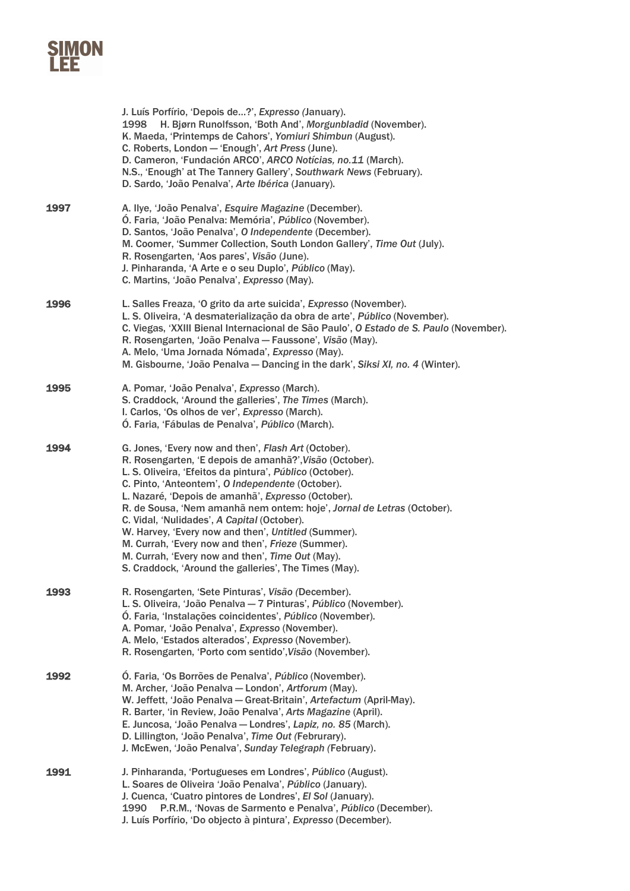J. Luís Porfírio, 'Depois de…?', *Expresso (*January).
1998 H. Bjørn Runolfsson, 'Both And', *Morgunbladid* (November).
K. Maeda, 'Printemps de Cahors', *Yomiuri Shimbun* (August).
C. Roberts, London — 'Enough', *Art Press* (June).
D. Cameron, 'Fundación ARCO', *ARCO Notícias, no.11* (March).
N.S., 'Enough' at The Tannery Gallery', *Southwark News* (February).
D. Sardo, 'João Penalva', *Arte Ibérica* (January).

**1997**

A. Ilye, 'João Penalva', *Esquire Magazine* (December).
Ó. Faria, 'João Penalva: Memória', *Público* (November).
D. Santos, 'João Penalva', *O Independente* (December).
M. Coomer, 'Summer Collection, South London Gallery', *Time Out* (July).
R. Rosengarten, 'Aos pares', *Visão* (June).
J. Pinharanda, 'A Arte e o seu Duplo', *Público* (May).
C. Martins, 'João Penalva', *Expresso* (May).

**1996**

L. Salles Freaza, 'O grito da arte suicida', *Expresso* (November).
L. S. Oliveira, 'A desmaterialização da obra de arte', *Público* (November).
C. Viegas, 'XXIII Bienal Internacional de São Paulo', *O Estado de S. Paulo* (November).
R. Rosengarten, 'João Penalva — Faussone', *Visão* (May).
A. Melo, 'Uma Jornada Nómada', *Expresso* (May).
M. Gisbourne, 'João Penalva — Dancing in the dark', *Siksi XI, no. 4* (Winter).

**1995**

A. Pomar, 'João Penalva', *Expresso* (March).
S. Craddock, 'Around the galleries', *The Times* (March).
I. Carlos, 'Os olhos de ver', *Expresso* (March).
Ó. Faria, 'Fábulas de Penalva', *Público* (March).

**1994**

G. Jones, 'Every now and then', *Flash Art* (October).
R. Rosengarten, 'E depois de amanhã?',*Visão* (October).
L. S. Oliveira, 'Efeitos da pintura', *Público* (October).
C. Pinto, 'Anteontem', *O Independente* (October).
L. Nazaré, 'Depois de amanhã', *Expresso* (October).
R. de Sousa, 'Nem amanhã nem ontem: hoje', *Jornal de Letras* (October).
C. Vidal, 'Nulidades', *A Capital* (October).
W. Harvey, 'Every now and then', *Untitled* (Summer).
M. Currah, 'Every now and then', *Frieze* (Summer).
M. Currah, 'Every now and then', *Time Out* (May).
S. Craddock, 'Around the galleries', The Times (May).

**1993**

R. Rosengarten, 'Sete Pinturas', *Visão (*December).
L. S. Oliveira, 'João Penalva — 7 Pinturas', *Público* (November).
Ó. Faria, 'Instalações coincidentes', *Público* (November).
A. Pomar, 'João Penalva', *Expresso* (November).
A. Melo, 'Estados alterados', *Expresso* (November).
R. Rosengarten, 'Porto com sentido',*Visão* (November).

**1992**

Ó. Faria, 'Os Borrões de Penalva', *Público* (November).
M. Archer, 'João Penalva — London', *Artforum* (May).
W. Jeffett, 'João Penalva — Great-Britain', *Artefactum* (April-May).
R. Barter, 'in Review, João Penalva', *Arts Magazine* (April).
E. Juncosa, 'João Penalva — Londres', *Lapiz, no. 85* (March).
D. Lillington, 'João Penalva', *Time Out (*Februrary).
J. McEwen, 'João Penalva', *Sunday Telegraph (*February).

**1991**

J. Pinharanda, 'Portugueses em Londres', *Público* (August).
L. Soares de Oliveira 'João Penalva', *Público* (January).
J. Cuenca, 'Cuatro pintores de Londres', *El Sol* (January).
1990 P.R.M., 'Novas de Sarmento e Penalva', *Público* (December).
J. Luís Porfírio, 'Do objecto à pintura', *Expresso* (December).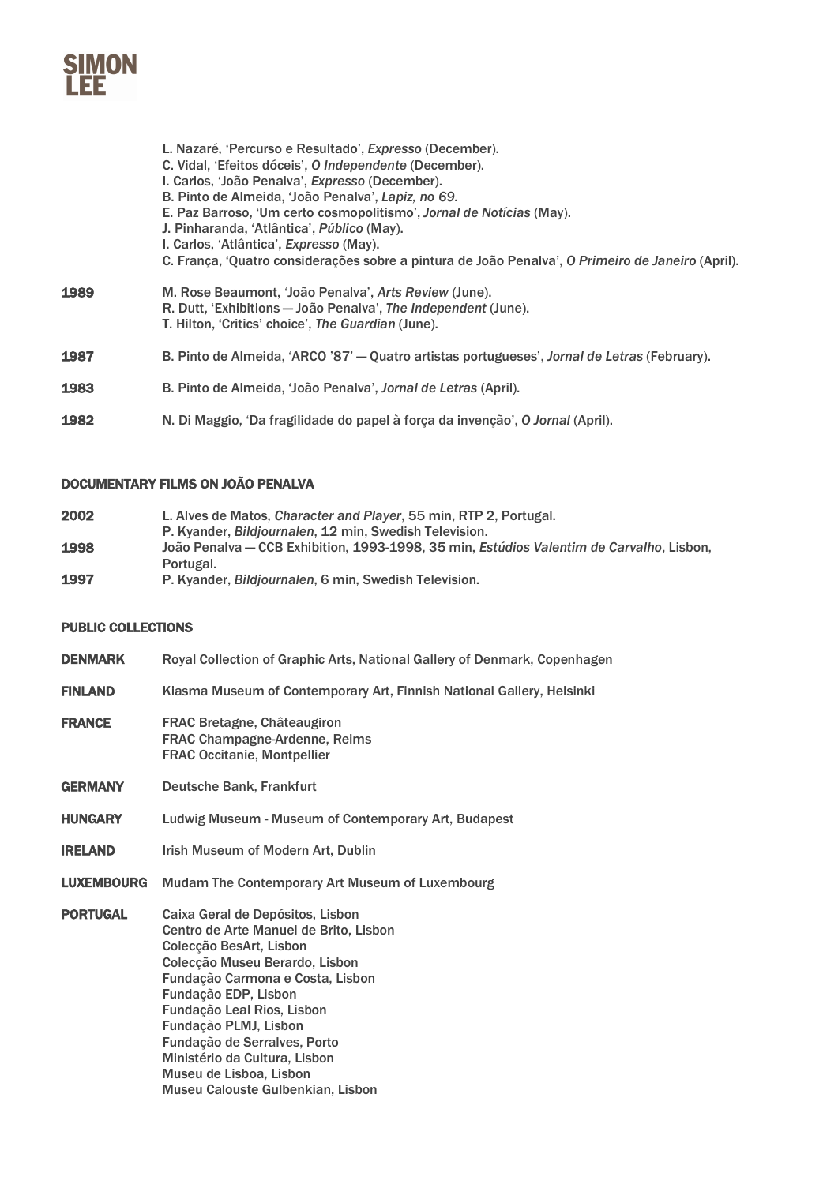L. Nazaré, 'Percurso e Resultado', *Expresso* (December).
C. Vidal, 'Efeitos dóceis', *O Independente* (December).
I. Carlos, 'João Penalva', *Expresso* (December).
B. Pinto de Almeida, 'João Penalva', *Lapiz, no 69.*
E. Paz Barroso, 'Um certo cosmopolitismo', *Jornal de Notícias* (May).
J. Pinharanda, 'Atlântica', *Público* (May).
I. Carlos, 'Atlântica', *Expresso* (May).
C. França, 'Quatro considerações sobre a pintura de João Penalva', *O Primeiro de Janeiro* (April).

**1989** M. Rose Beaumont, 'João Penalva', *Arts Review* (June).
R. Dutt, 'Exhibitions — João Penalva', *The Independent* (June).
T. Hilton, 'Critics' choice', *The Guardian* (June).

**1987** B. Pinto de Almeida, 'ARCO '87' — Quatro artistas portugueses', *Jornal de Letras* (February).

**1983** B. Pinto de Almeida, 'João Penalva', *Jornal de Letras* (April).

**1982** N. Di Maggio, 'Da fragilidade do papel à força da invenção', *O Jornal* (April).

## DOCUMENTARY FILMS ON JOÃO PENALVA

**2002** L. Alves de Matos, *Character and Player*, 55 min, RTP 2, Portugal.
P. Kyander, *Bildjournalen*, 12 min, Swedish Television.

**1998** João Penalva — CCB Exhibition, 1993-1998, 35 min, *Estúdios Valentim de Carvalho*, Lisbon, Portugal.

**1997** P. Kyander, *Bildjournalen*, 6 min, Swedish Television.

## PUBLIC COLLECTIONS

**DENMARK** Royal Collection of Graphic Arts, National Gallery of Denmark, Copenhagen

**FINLAND** Kiasma Museum of Contemporary Art, Finnish National Gallery, Helsinki

**FRANCE** FRAC Bretagne, Châteaugiron
FRAC Champagne-Ardenne, Reims
FRAC Occitanie, Montpellier

**GERMANY** Deutsche Bank, Frankfurt

**HUNGARY** Ludwig Museum - Museum of Contemporary Art, Budapest

**IRELAND** Irish Museum of Modern Art, Dublin

**LUXEMBOURG** Mudam The Contemporary Art Museum of Luxembourg

**PORTUGAL** Caixa Geral de Depósitos, Lisbon
Centro de Arte Manuel de Brito, Lisbon
Colecção BesArt, Lisbon
Colecção Museu Berardo, Lisbon
Fundação Carmona e Costa, Lisbon
Fundação EDP, Lisbon
Fundação Leal Rios, Lisbon
Fundação PLMJ, Lisbon
Fundação de Serralves, Porto
Ministério da Cultura, Lisbon
Museu de Lisboa, Lisbon
Museu Calouste Gulbenkian, Lisbon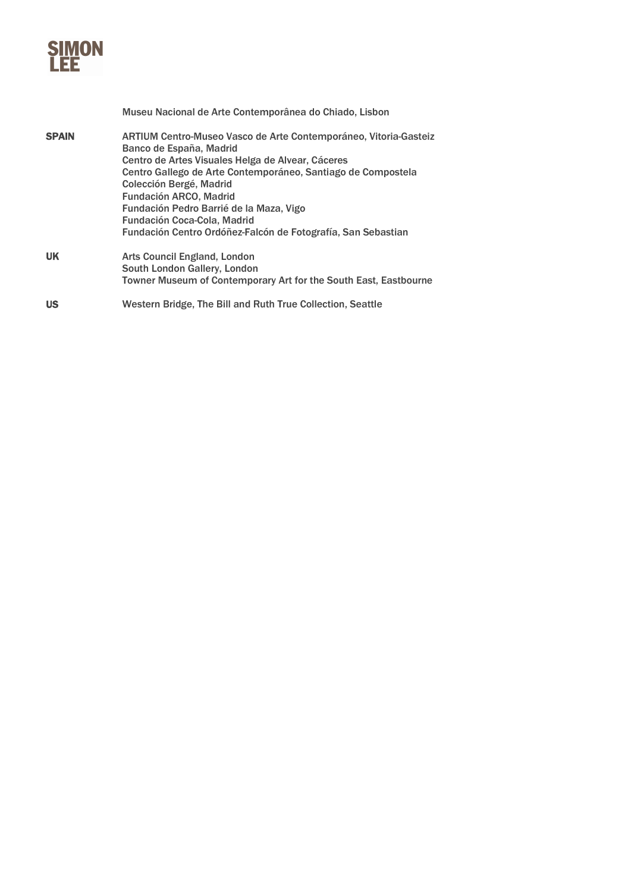Museu Nacional de Arte Contemporânea do Chiado, Lisbon

**SPAIN**

ARTIUM Centro-Museo Vasco de Arte Contemporáneo, Vitoria-Gasteiz
Banco de España, Madrid
Centro de Artes Visuales Helga de Alvear, Cáceres
Centro Gallego de Arte Contemporáneo, Santiago de Compostela
Colección Bergé, Madrid
Fundación ARCO, Madrid
Fundación Pedro Barrié de la Maza, Vigo
Fundación Coca-Cola, Madrid
Fundación Centro Ordóñez-Falcón de Fotografía, San Sebastian

**UK**

Arts Council England, London
South London Gallery, London
Towner Museum of Contemporary Art for the South East, Eastbourne

**US**

Western Bridge, The Bill and Ruth True Collection, Seattle